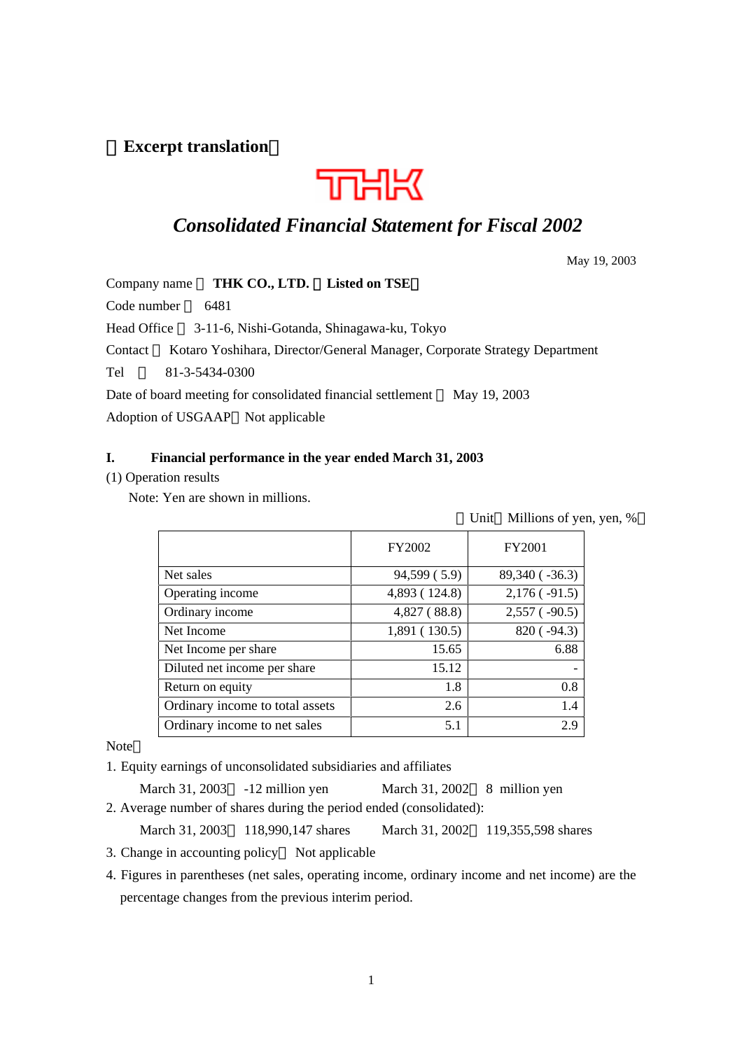【Excerpt translation】

THK

# *Consolidated Financial Statement for Fiscal 2002*

May 19, 2003

Company name ： **THK CO., LTD.** （**Listed on TSE**）

Code number ： 6481

Head Office ： 3-11-6, Nishi-Gotanda, Shinagawa-ku, Tokyo

Contact ： Kotaro Yoshihara, Director/General Manager, Corporate Strategy Department

Tel ： 81-3-5434-0300

Date of board meeting for consolidated financial settlement ： May 19, 2003

Adoption of USGAAP： Not applicable

## I. Financial performance in the year ended March 31, 2003

(1) Operation results

Note: Yen are shown in millions.

（Unit： Millions of yen, yen, %）

| | FY2002 | FY2001 |
|---|---|---|
| Net sales | 94,599 ( 5.9) | 89,340 ( -36.3) |
| Operating income | 4,893 ( 124.8) | 2,176 ( -91.5) |
| Ordinary income | 4,827 ( 88.8) | 2,557 ( -90.5) |
| Net Income | 1,891 ( 130.5) | 820 ( -94.3) |
| Net Income per share | 15.65 | 6.88 |
| Diluted net income per share | 15.12 | - |
| Return on equity | 1.8 | 0.8 |
| Ordinary income to total assets | 2.6 | 1.4 |
| Ordinary income to net sales | 5.1 | 2.9 |

Note：

1. Equity earnings of unconsolidated subsidiaries and affiliates

   March 31, 2003： -12 million yen　　March 31, 2002： 8 million yen

2. Average number of shares during the period ended (consolidated):

   March 31, 2003： 118,990,147 shares　　March 31, 2002： 119,355,598 shares

3. Change in accounting policy： Not applicable

4. Figures in parentheses (net sales, operating income, ordinary income and net income) are the percentage changes from the previous interim period.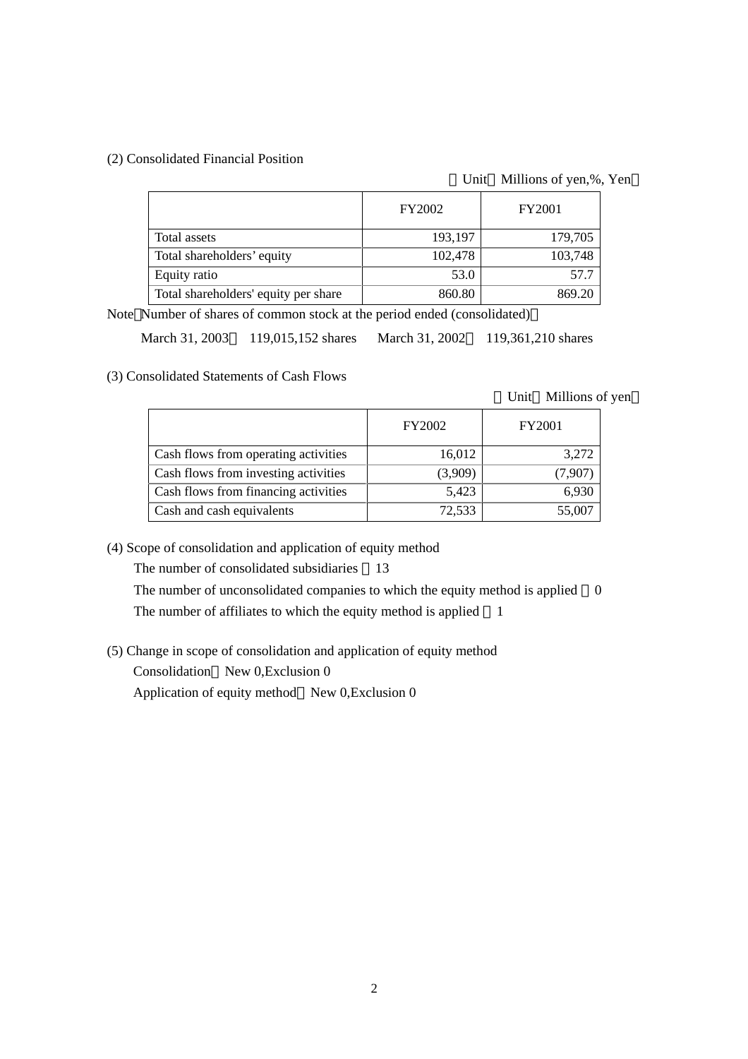(2) Consolidated Financial Position

（Unit：Millions of yen,%, Yen）

| | FY2002 | FY2001 |
|---|---|---|
| Total assets | 193,197 | 179,705 |
| Total shareholders' equity | 102,478 | 103,748 |
| Equity ratio | 53.0 | 57.7 |
| Total shareholders' equity per share | 860.80 | 869.20 |

Note：Number of shares of common stock at the period ended (consolidated)：

March 31, 2003： 119,015,152 shares　　March 31, 2002： 119,361,210 shares

(3) Consolidated Statements of Cash Flows

（Unit：Millions of yen）

| | FY2002 | FY2001 |
|---|---|---|
| Cash flows from operating activities | 16,012 | 3,272 |
| Cash flows from investing activities | (3,909) | (7,907) |
| Cash flows from financing activities | 5,423 | 6,930 |
| Cash and cash equivalents | 72,533 | 55,007 |

(4) Scope of consolidation and application of equity method

The number of consolidated subsidiaries：13

The number of unconsolidated companies to which the equity method is applied：0

The number of affiliates to which the equity method is applied：1

(5) Change in scope of consolidation and application of equity method

Consolidation：New 0,Exclusion 0

Application of equity method：New 0,Exclusion 0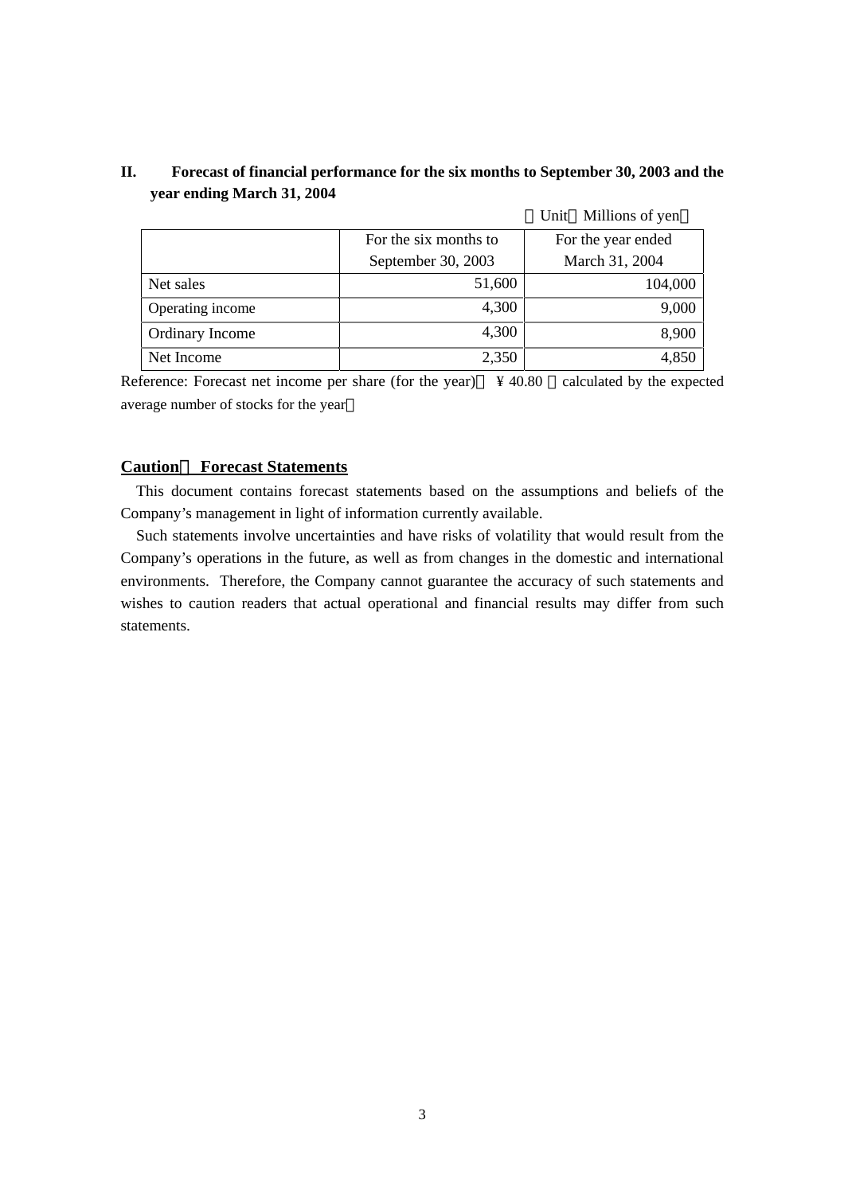## II. Forecast of financial performance for the six months to September 30, 2003 and the year ending March 31, 2004

（Unit：Millions of yen）

| | For the six months to September 30, 2003 | For the year ended March 31, 2004 |
|---|---:|---:|
| Net sales | 51,600 | 104,000 |
| Operating income | 4,300 | 9,000 |
| Ordinary Income | 4,300 | 8,900 |
| Net Income | 2,350 | 4,850 |

Reference: Forecast net income per share (for the year)： ¥ 40.80 （calculated by the expected average number of stocks for the year）

**Caution： Forecast Statements**

This document contains forecast statements based on the assumptions and beliefs of the Company's management in light of information currently available.

Such statements involve uncertainties and have risks of volatility that would result from the Company's operations in the future, as well as from changes in the domestic and international environments. Therefore, the Company cannot guarantee the accuracy of such statements and wishes to caution readers that actual operational and financial results may differ from such statements.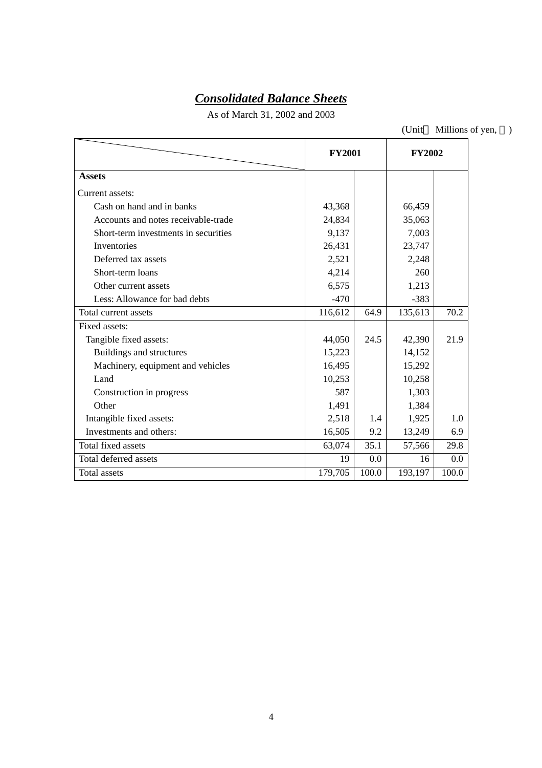# *Consolidated Balance Sheets*

As of March 31, 2002 and 2003

(Unit： Millions of yen, ％)

| | FY2001 | | FY2002 | |
|---|---|---|---|---|
| **Assets** | | | | |
| Current assets: | | | | |
| Cash on hand and in banks | 43,368 | | 66,459 | |
| Accounts and notes receivable-trade | 24,834 | | 35,063 | |
| Short-term investments in securities | 9,137 | | 7,003 | |
| Inventories | 26,431 | | 23,747 | |
| Deferred tax assets | 2,521 | | 2,248 | |
| Short-term loans | 4,214 | | 260 | |
| Other current assets | 6,575 | | 1,213 | |
| Less: Allowance for bad debts | -470 | | -383 | |
| Total current assets | 116,612 | 64.9 | 135,613 | 70.2 |
| Fixed assets: | | | | |
| Tangible fixed assets: | 44,050 | 24.5 | 42,390 | 21.9 |
| Buildings and structures | 15,223 | | 14,152 | |
| Machinery, equipment and vehicles | 16,495 | | 15,292 | |
| Land | 10,253 | | 10,258 | |
| Construction in progress | 587 | | 1,303 | |
| Other | 1,491 | | 1,384 | |
| Intangible fixed assets: | 2,518 | 1.4 | 1,925 | 1.0 |
| Investments and others: | 16,505 | 9.2 | 13,249 | 6.9 |
| Total fixed assets | 63,074 | 35.1 | 57,566 | 29.8 |
| Total deferred assets | 19 | 0.0 | 16 | 0.0 |
| Total assets | 179,705 | 100.0 | 193,197 | 100.0 |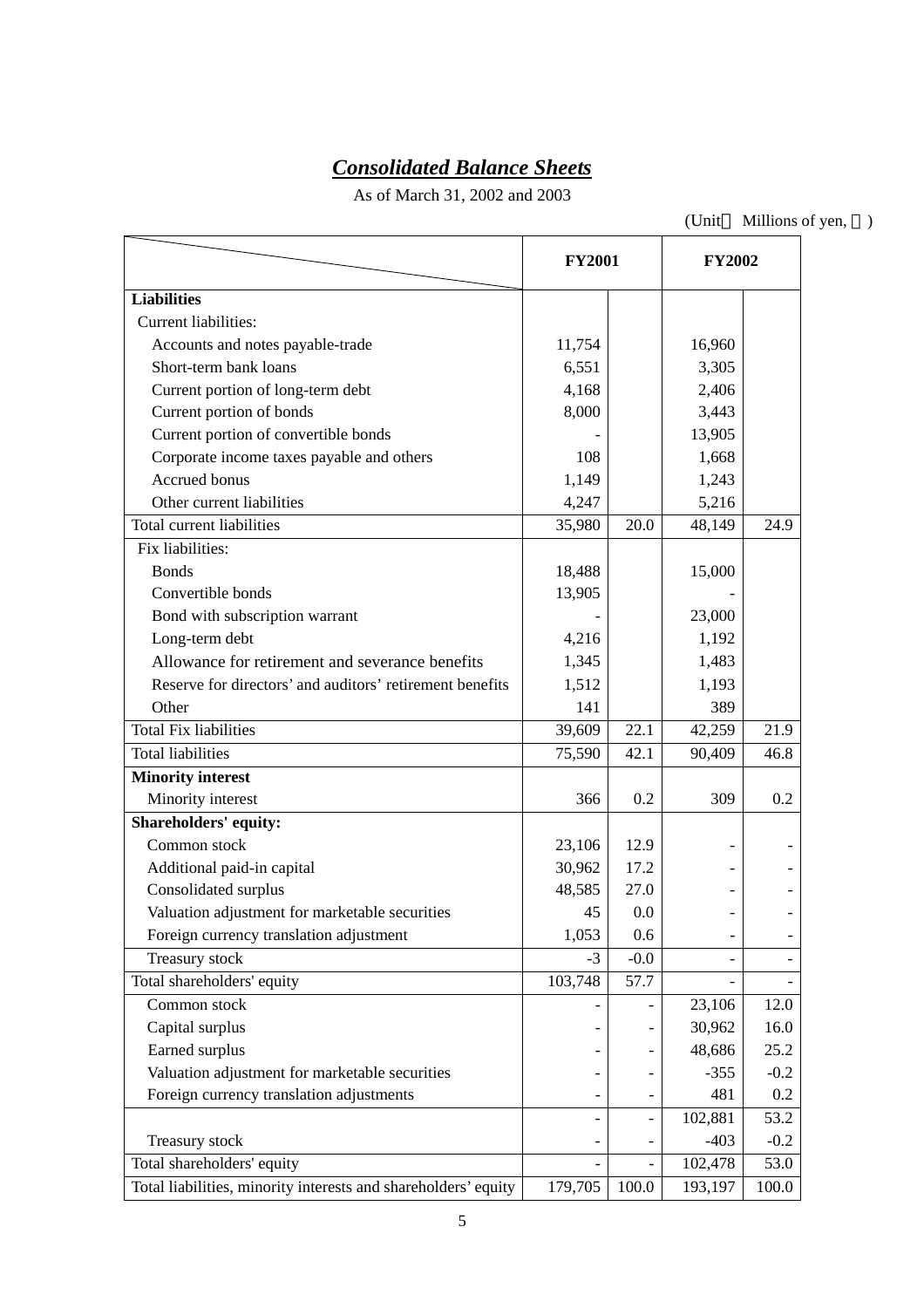# *Consolidated Balance Sheets*

As of March 31, 2002 and 2003

(Unit： Millions of yen, ％)

| | FY2001 | | FY2002 | |
|---|---|---|---|---|
| **Liabilities** | | | | |
| Current liabilities: | | | | |
| Accounts and notes payable-trade | 11,754 | | 16,960 | |
| Short-term bank loans | 6,551 | | 3,305 | |
| Current portion of long-term debt | 4,168 | | 2,406 | |
| Current portion of bonds | 8,000 | | 3,443 | |
| Current portion of convertible bonds | - | | 13,905 | |
| Corporate income taxes payable and others | 108 | | 1,668 | |
| Accrued bonus | 1,149 | | 1,243 | |
| Other current liabilities | 4,247 | | 5,216 | |
| Total current liabilities | 35,980 | 20.0 | 48,149 | 24.9 |
| Fix liabilities: | | | | |
| Bonds | 18,488 | | 15,000 | |
| Convertible bonds | 13,905 | | - | |
| Bond with subscription warrant | - | | 23,000 | |
| Long-term debt | 4,216 | | 1,192 | |
| Allowance for retirement and severance benefits | 1,345 | | 1,483 | |
| Reserve for directors' and auditors' retirement benefits | 1,512 | | 1,193 | |
| Other | 141 | | 389 | |
| Total Fix liabilities | 39,609 | 22.1 | 42,259 | 21.9 |
| Total liabilities | 75,590 | 42.1 | 90,409 | 46.8 |
| **Minority interest** | | | | |
| Minority interest | 366 | 0.2 | 309 | 0.2 |
| **Shareholders' equity:** | | | | |
| Common stock | 23,106 | 12.9 | - | - |
| Additional paid-in capital | 30,962 | 17.2 | - | - |
| Consolidated surplus | 48,585 | 27.0 | - | - |
| Valuation adjustment for marketable securities | 45 | 0.0 | - | - |
| Foreign currency translation adjustment | 1,053 | 0.6 | - | - |
| Treasury stock | -3 | -0.0 | - | - |
| Total shareholders' equity | 103,748 | 57.7 | - | - |
| Common stock | - | - | 23,106 | 12.0 |
| Capital surplus | - | - | 30,962 | 16.0 |
| Earned surplus | - | - | 48,686 | 25.2 |
| Valuation adjustment for marketable securities | - | - | -355 | -0.2 |
| Foreign currency translation adjustments | - | - | 481 | 0.2 |
| | - | - | 102,881 | 53.2 |
| Treasury stock | - | - | -403 | -0.2 |
| Total shareholders' equity | - | - | 102,478 | 53.0 |
| Total liabilities, minority interests and shareholders' equity | 179,705 | 100.0 | 193,197 | 100.0 |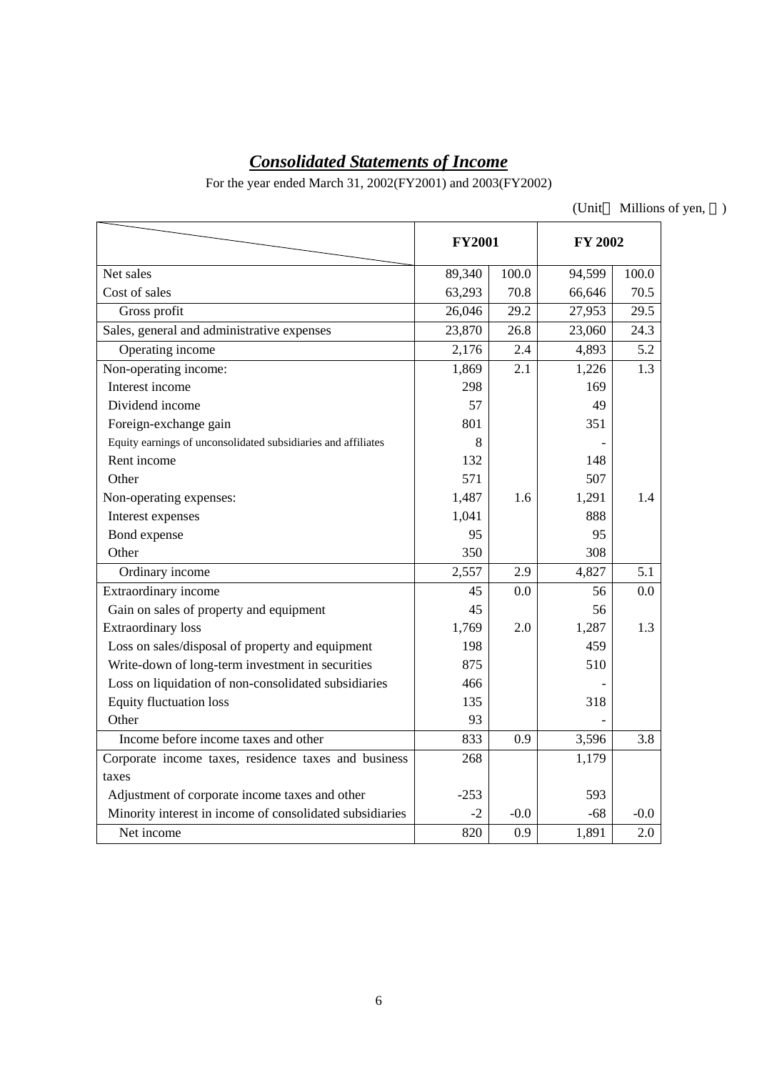# *Consolidated Statements of Income*

For the year ended March 31, 2002(FY2001) and 2003(FY2002)

(Unit　Millions of yen, ％)

| | FY2001 | | FY 2002 | |
|---|---|---|---|---|
| Net sales | 89,340 | 100.0 | 94,599 | 100.0 |
| Cost of sales | 63,293 | 70.8 | 66,646 | 70.5 |
| Gross profit | 26,046 | 29.2 | 27,953 | 29.5 |
| Sales, general and administrative expenses | 23,870 | 26.8 | 23,060 | 24.3 |
| Operating income | 2,176 | 2.4 | 4,893 | 5.2 |
| Non-operating income: | 1,869 | 2.1 | 1,226 | 1.3 |
| Interest income | 298 | | 169 | |
| Dividend income | 57 | | 49 | |
| Foreign-exchange gain | 801 | | 351 | |
| Equity earnings of unconsolidated subsidiaries and affiliates | 8 | | - | |
| Rent income | 132 | | 148 | |
| Other | 571 | | 507 | |
| Non-operating expenses: | 1,487 | 1.6 | 1,291 | 1.4 |
| Interest expenses | 1,041 | | 888 | |
| Bond expense | 95 | | 95 | |
| Other | 350 | | 308 | |
| Ordinary income | 2,557 | 2.9 | 4,827 | 5.1 |
| Extraordinary income | 45 | 0.0 | 56 | 0.0 |
| Gain on sales of property and equipment | 45 | | 56 | |
| Extraordinary loss | 1,769 | 2.0 | 1,287 | 1.3 |
| Loss on sales/disposal of property and equipment | 198 | | 459 | |
| Write-down of long-term investment in securities | 875 | | 510 | |
| Loss on liquidation of non-consolidated subsidiaries | 466 | | - | |
| Equity fluctuation loss | 135 | | 318 | |
| Other | 93 | | - | |
| Income before income taxes and other | 833 | 0.9 | 3,596 | 3.8 |
| Corporate income taxes, residence taxes and business taxes | 268 | | 1,179 | |
| Adjustment of corporate income taxes and other | -253 | | 593 | |
| Minority interest in income of consolidated subsidiaries | -2 | -0.0 | -68 | -0.0 |
| Net income | 820 | 0.9 | 1,891 | 2.0 |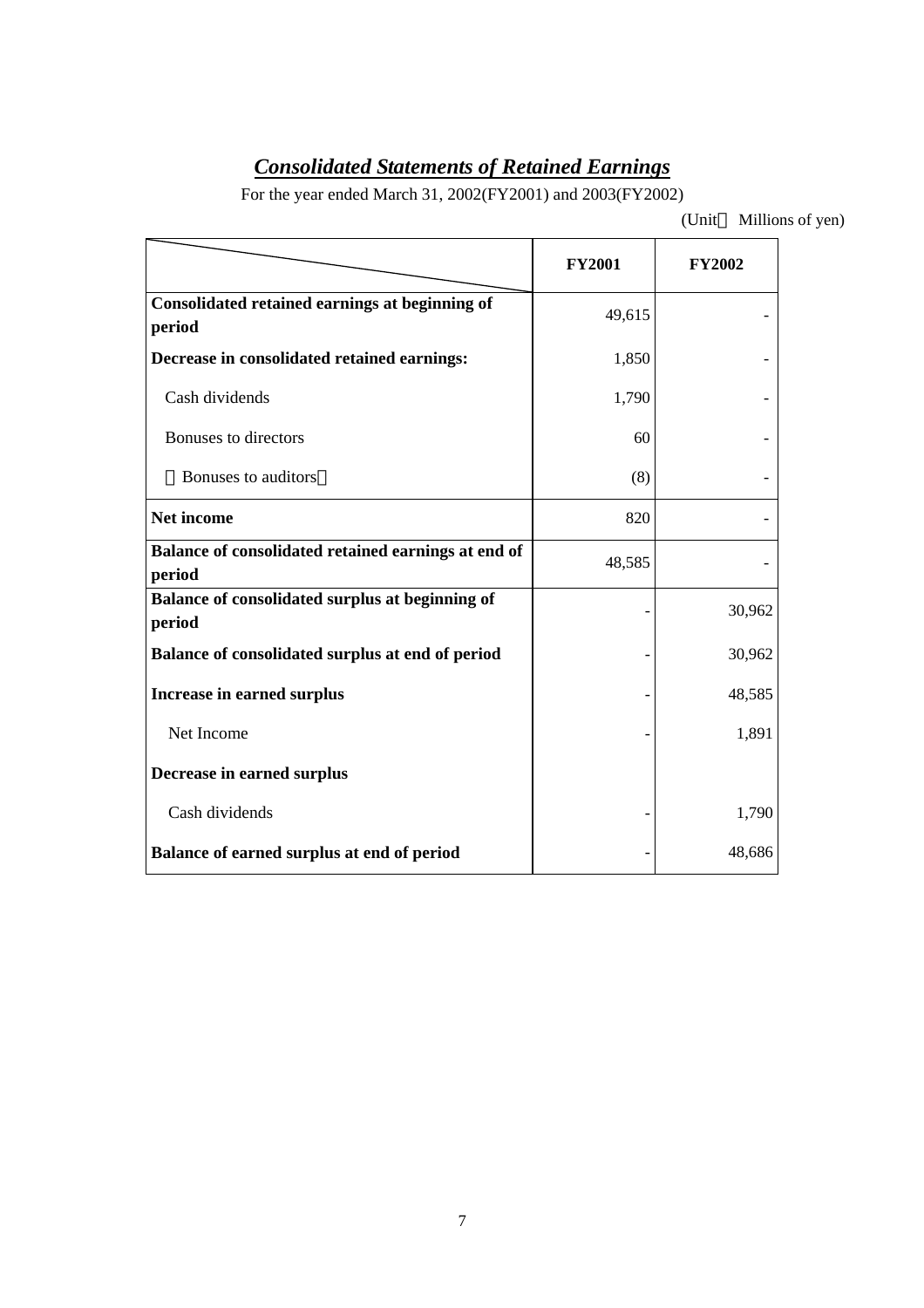# ***Consolidated Statements of Retained Earnings***

For the year ended March 31, 2002(FY2001) and 2003(FY2002)

(Unit： Millions of yen)

| | FY2001 | FY2002 |
|---|---|---|
| **Consolidated retained earnings at beginning of period** | 49,615 | - |
| **Decrease in consolidated retained earnings:** | 1,850 | - |
| Cash dividends | 1,790 | - |
| Bonuses to directors | 60 | - |
| （Bonuses to auditors） | (8) | - |
| **Net income** | 820 | - |
| **Balance of consolidated retained earnings at end of period** | 48,585 | - |
| **Balance of consolidated surplus at beginning of period** | - | 30,962 |
| **Balance of consolidated surplus at end of period** | - | 30,962 |
| **Increase in earned surplus** | - | 48,585 |
| Net Income | - | 1,891 |
| **Decrease in earned surplus** | | |
| Cash dividends | - | 1,790 |
| **Balance of earned surplus at end of period** | - | 48,686 |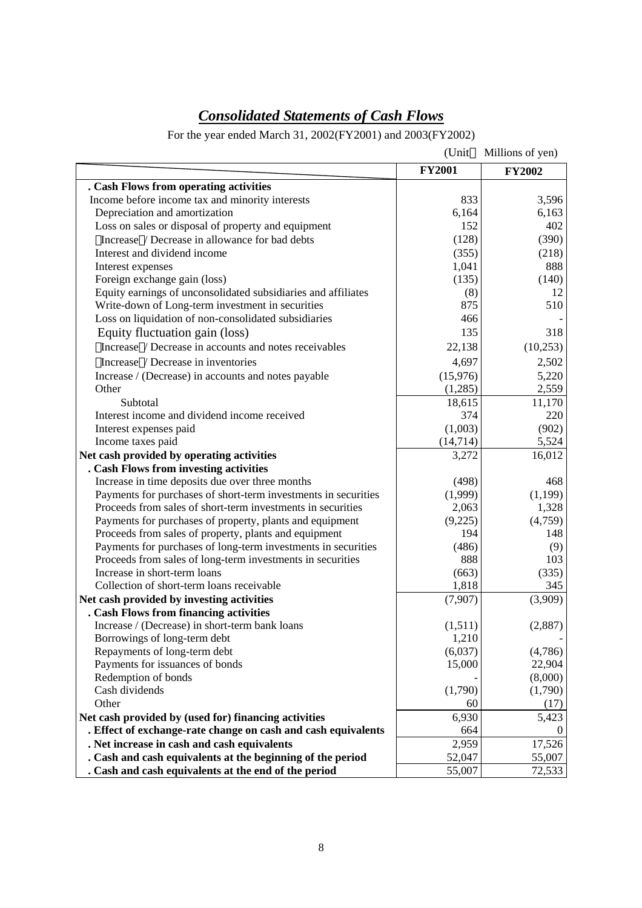# *Consolidated Statements of Cash Flows*

For the year ended March 31, 2002(FY2001) and 2003(FY2002)

(Unit Millions of yen)

| | FY2001 | FY2002 |
|---|---|---|
| **. Cash Flows from operating activities** | | |
| Income before income tax and minority interests | 833 | 3,596 |
| Depreciation and amortization | 6,164 | 6,163 |
| Loss on sales or disposal of property and equipment | 152 | 402 |
| Increase / Decrease in allowance for bad debts | (128) | (390) |
| Interest and dividend income | (355) | (218) |
| Interest expenses | 1,041 | 888 |
| Foreign exchange gain (loss) | (135) | (140) |
| Equity earnings of unconsolidated subsidiaries and affiliates | (8) | 12 |
| Write-down of Long-term investment in securities | 875 | 510 |
| Loss on liquidation of non-consolidated subsidiaries | 466 | - |
| Equity fluctuation gain (loss) | 135 | 318 |
| Increase / Decrease in accounts and notes receivables | 22,138 | (10,253) |
| Increase / Decrease in inventories | 4,697 | 2,502 |
| Increase / (Decrease) in accounts and notes payable | (15,976) | 5,220 |
| Other | (1,285) | 2,559 |
| Subtotal | 18,615 | 11,170 |
| Interest income and dividend income received | 374 | 220 |
| Interest expenses paid | (1,003) | (902) |
| Income taxes paid | (14,714) | 5,524 |
| **Net cash provided by operating activities** | 3,272 | 16,012 |
| **. Cash Flows from investing activities** | | |
| Increase in time deposits due over three months | (498) | 468 |
| Payments for purchases of short-term investments in securities | (1,999) | (1,199) |
| Proceeds from sales of short-term investments in securities | 2,063 | 1,328 |
| Payments for purchases of property, plants and equipment | (9,225) | (4,759) |
| Proceeds from sales of property, plants and equipment | 194 | 148 |
| Payments for purchases of long-term investments in securities | (486) | (9) |
| Proceeds from sales of long-term investments in securities | 888 | 103 |
| Increase in short-term loans | (663) | (335) |
| Collection of short-term loans receivable | 1,818 | 345 |
| **Net cash provided by investing activities** | (7,907) | (3,909) |
| **. Cash Flows from financing activities** | | |
| Increase / (Decrease) in short-term bank loans | (1,511) | (2,887) |
| Borrowings of long-term debt | 1,210 | - |
| Repayments of long-term debt | (6,037) | (4,786) |
| Payments for issuances of bonds | 15,000 | 22,904 |
| Redemption of bonds | - | (8,000) |
| Cash dividends | (1,790) | (1,790) |
| Other | 60 | (17) |
| **Net cash provided by (used for) financing activities** | 6,930 | 5,423 |
| **. Effect of exchange-rate change on cash and cash equivalents** | 664 | 0 |
| **. Net increase in cash and cash equivalents** | 2,959 | 17,526 |
| **. Cash and cash equivalents at the beginning of the period** | 52,047 | 55,007 |
| **. Cash and cash equivalents at the end of the period** | 55,007 | 72,533 |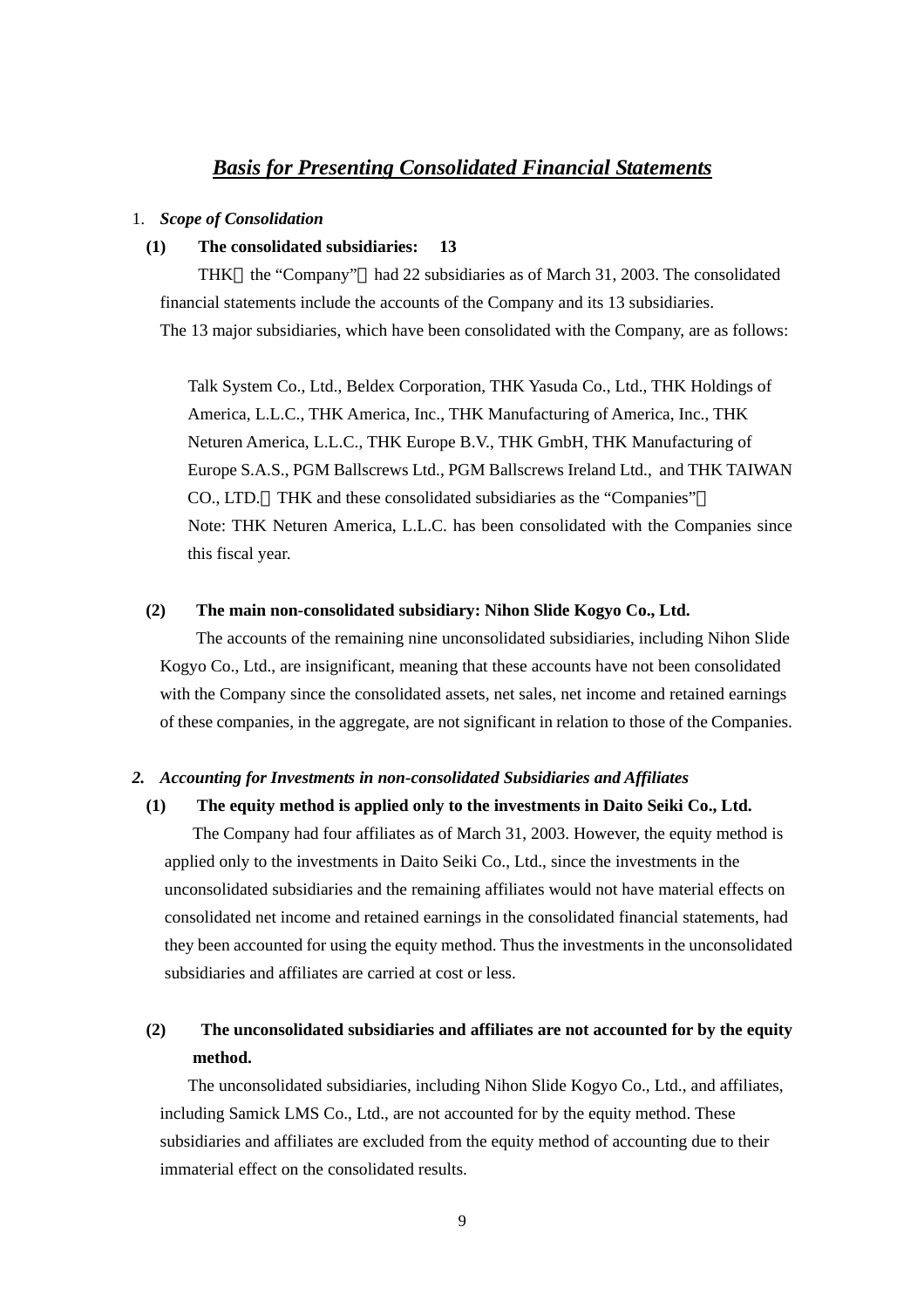# ***Basis for Presenting Consolidated Financial Statements***

1. ***Scope of Consolidation***

**(1) The consolidated subsidiaries: 13**

THK（the “Company”）had 22 subsidiaries as of March 31, 2003. The consolidated financial statements include the accounts of the Company and its 13 subsidiaries.
The 13 major subsidiaries, which have been consolidated with the Company, are as follows:

Talk System Co., Ltd., Beldex Corporation, THK Yasuda Co., Ltd., THK Holdings of America, L.L.C., THK America, Inc., THK Manufacturing of America, Inc., THK Neturen America, L.L.C., THK Europe B.V., THK GmbH, THK Manufacturing of Europe S.A.S., PGM Ballscrews Ltd., PGM Ballscrews Ireland Ltd., and THK TAIWAN CO., LTD.（THK and these consolidated subsidiaries as the “Companies”）

Note: THK Neturen America, L.L.C. has been consolidated with the Companies since this fiscal year.

**(2) The main non-consolidated subsidiary: Nihon Slide Kogyo Co., Ltd.**

The accounts of the remaining nine unconsolidated subsidiaries, including Nihon Slide Kogyo Co., Ltd., are insignificant, meaning that these accounts have not been consolidated with the Company since the consolidated assets, net sales, net income and retained earnings of these companies, in the aggregate, are not significant in relation to those of the Companies.

2. ***Accounting for Investments in non-consolidated Subsidiaries and Affiliates***

**(1) The equity method is applied only to the investments in Daito Seiki Co., Ltd.**

The Company had four affiliates as of March 31, 2003. However, the equity method is applied only to the investments in Daito Seiki Co., Ltd., since the investments in the unconsolidated subsidiaries and the remaining affiliates would not have material effects on consolidated net income and retained earnings in the consolidated financial statements, had they been accounted for using the equity method. Thus the investments in the unconsolidated subsidiaries and affiliates are carried at cost or less.

**(2) The unconsolidated subsidiaries and affiliates are not accounted for by the equity method.**

The unconsolidated subsidiaries, including Nihon Slide Kogyo Co., Ltd., and affiliates, including Samick LMS Co., Ltd., are not accounted for by the equity method. These subsidiaries and affiliates are excluded from the equity method of accounting due to their immaterial effect on the consolidated results.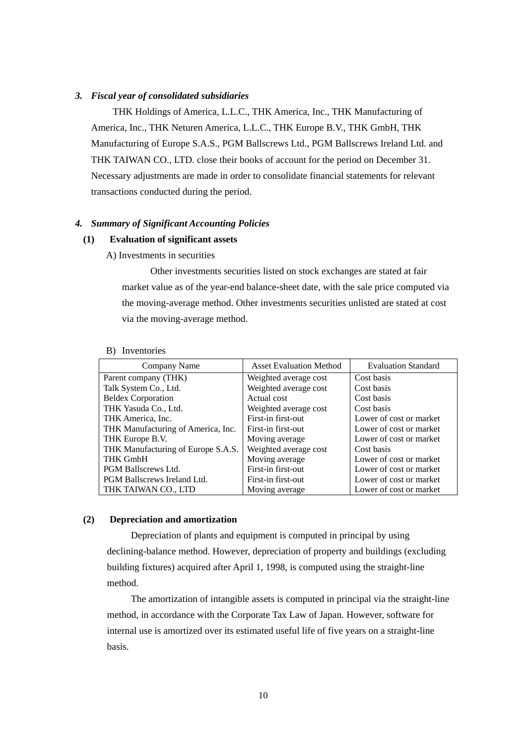### *3. Fiscal year of consolidated subsidiaries*

THK Holdings of America, L.L.C., THK America, Inc., THK Manufacturing of America, Inc., THK Neturen America, L.L.C., THK Europe B.V., THK GmbH, THK Manufacturing of Europe S.A.S., PGM Ballscrews Ltd., PGM Ballscrews Ireland Ltd. and THK TAIWAN CO., LTD. close their books of account for the period on December 31. Necessary adjustments are made in order to consolidate financial statements for relevant transactions conducted during the period.

### *4. Summary of Significant Accounting Policies*

#### (1) Evaluation of significant assets

A) Investments in securities

Other investments securities listed on stock exchanges are stated at fair market value as of the year-end balance-sheet date, with the sale price computed via the moving-average method. Other investments securities unlisted are stated at cost via the moving-average method.

B) Inventories

| Company Name | Asset Evaluation Method | Evaluation Standard |
|---|---|---|
| Parent company (THK) | Weighted average cost | Cost basis |
| Talk System Co., Ltd. | Weighted average cost | Cost basis |
| Beldex Corporation | Actual cost | Cost basis |
| THK Yasuda Co., Ltd. | Weighted average cost | Cost basis |
| THK America, Inc. | First-in first-out | Lower of cost or market |
| THK Manufacturing of America, Inc. | First-in first-out | Lower of cost or market |
| THK Europe B.V. | Moving average | Lower of cost or market |
| THK Manufacturing of Europe S.A.S. | Weighted average cost | Cost basis |
| THK GmbH | Moving average | Lower of cost or market |
| PGM Ballscrews Ltd. | First-in first-out | Lower of cost or market |
| PGM Ballscrews Ireland Ltd. | First-in first-out | Lower of cost or market |
| THK TAIWAN CO., LTD | Moving average | Lower of cost or market |

#### (2) Depreciation and amortization

Depreciation of plants and equipment is computed in principal by using declining-balance method. However, depreciation of property and buildings (excluding building fixtures) acquired after April 1, 1998, is computed using the straight-line method.

The amortization of intangible assets is computed in principal via the straight-line method, in accordance with the Corporate Tax Law of Japan. However, software for internal use is amortized over its estimated useful life of five years on a straight-line basis.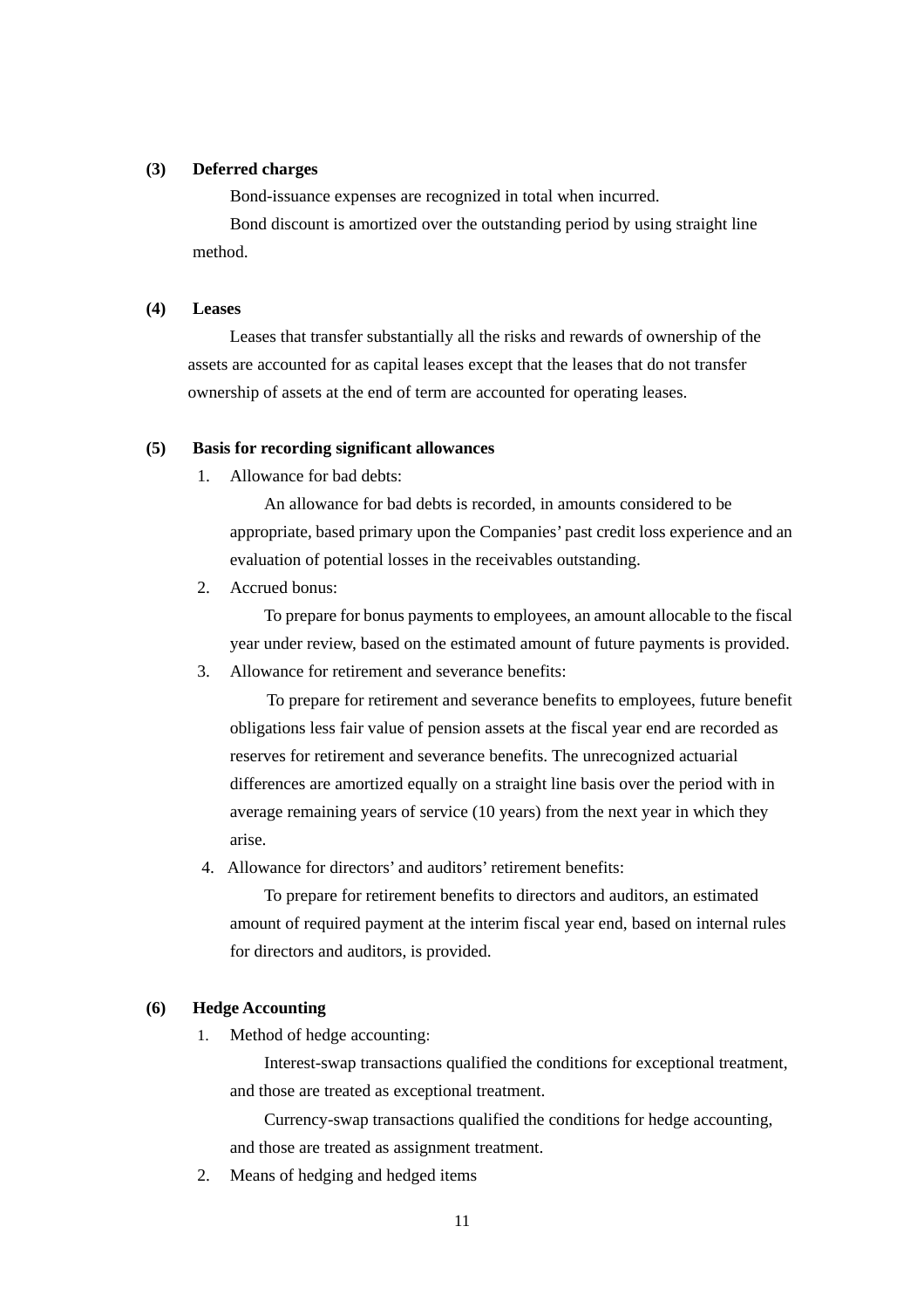**(3) Deferred charges**

Bond-issuance expenses are recognized in total when incurred.

Bond discount is amortized over the outstanding period by using straight line method.

**(4) Leases**

Leases that transfer substantially all the risks and rewards of ownership of the assets are accounted for as capital leases except that the leases that do not transfer ownership of assets at the end of term are accounted for operating leases.

**(5) Basis for recording significant allowances**

1. Allowance for bad debts:

   An allowance for bad debts is recorded, in amounts considered to be appropriate, based primary upon the Companies' past credit loss experience and an evaluation of potential losses in the receivables outstanding.

2. Accrued bonus:

   To prepare for bonus payments to employees, an amount allocable to the fiscal year under review, based on the estimated amount of future payments is provided.

3. Allowance for retirement and severance benefits:

   To prepare for retirement and severance benefits to employees, future benefit obligations less fair value of pension assets at the fiscal year end are recorded as reserves for retirement and severance benefits. The unrecognized actuarial differences are amortized equally on a straight line basis over the period with in average remaining years of service (10 years) from the next year in which they arise.

4. Allowance for directors' and auditors' retirement benefits:

   To prepare for retirement benefits to directors and auditors, an estimated amount of required payment at the interim fiscal year end, based on internal rules for directors and auditors, is provided.

**(6) Hedge Accounting**

1. Method of hedge accounting:

   Interest-swap transactions qualified the conditions for exceptional treatment, and those are treated as exceptional treatment.

   Currency-swap transactions qualified the conditions for hedge accounting, and those are treated as assignment treatment.

2. Means of hedging and hedged items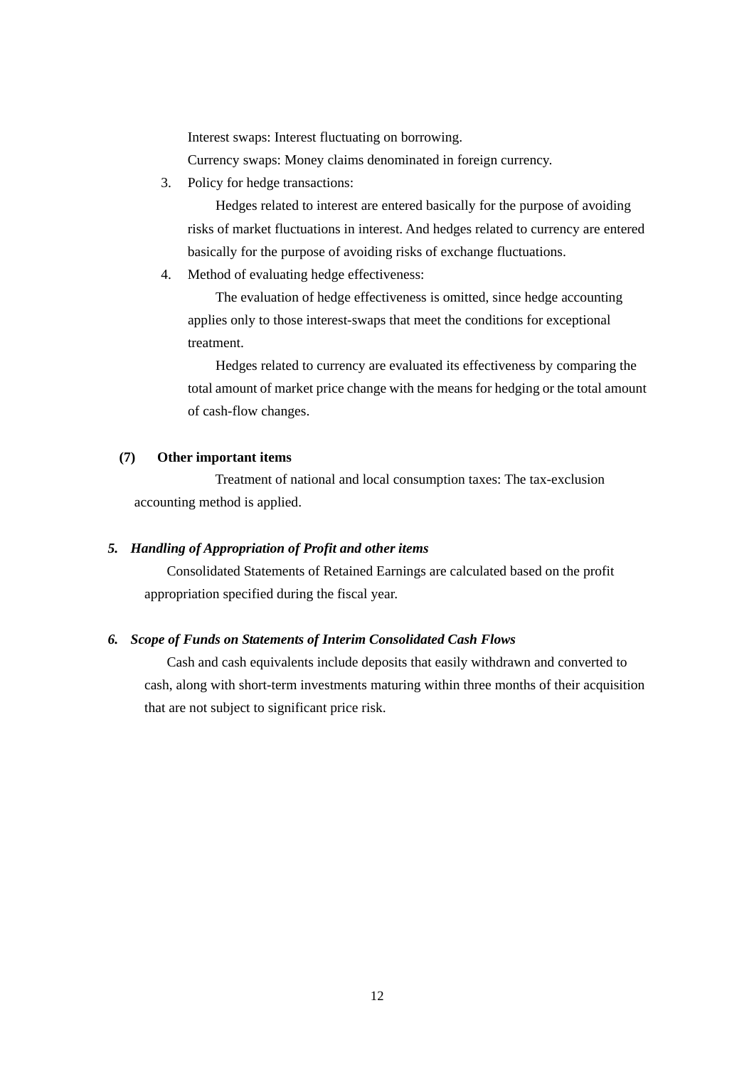Interest swaps: Interest fluctuating on borrowing.

Currency swaps: Money claims denominated in foreign currency.

3. Policy for hedge transactions:

   Hedges related to interest are entered basically for the purpose of avoiding risks of market fluctuations in interest. And hedges related to currency are entered basically for the purpose of avoiding risks of exchange fluctuations.

4. Method of evaluating hedge effectiveness:

   The evaluation of hedge effectiveness is omitted, since hedge accounting applies only to those interest-swaps that meet the conditions for exceptional treatment.

   Hedges related to currency are evaluated its effectiveness by comparing the total amount of market price change with the means for hedging or the total amount of cash-flow changes.

**(7) Other important items**

Treatment of national and local consumption taxes: The tax-exclusion accounting method is applied.

### *5. Handling of Appropriation of Profit and other items*

Consolidated Statements of Retained Earnings are calculated based on the profit appropriation specified during the fiscal year.

### *6. Scope of Funds on Statements of Interim Consolidated Cash Flows*

Cash and cash equivalents include deposits that easily withdrawn and converted to cash, along with short-term investments maturing within three months of their acquisition that are not subject to significant price risk.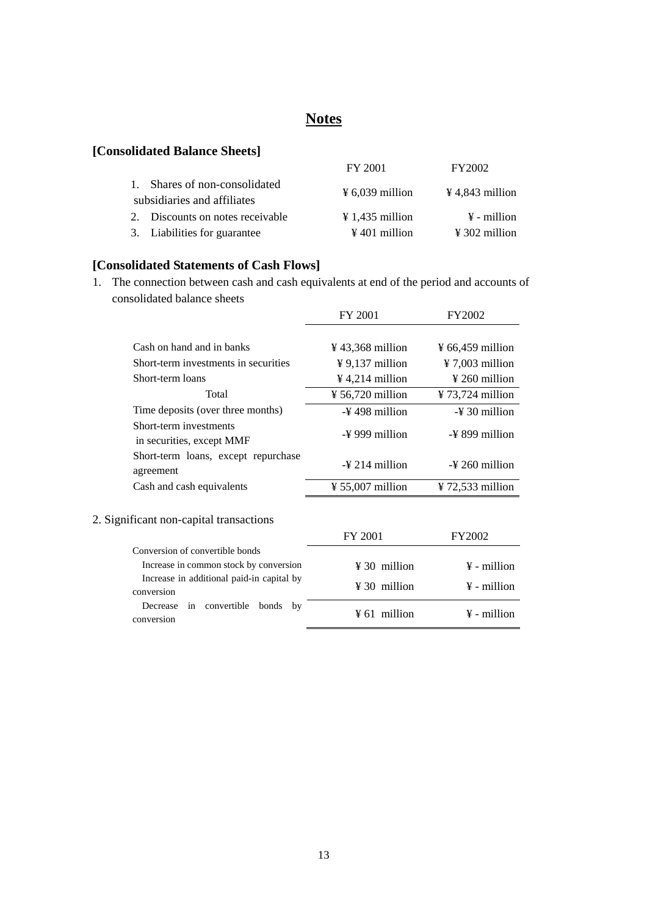# Notes

### [Consolidated Balance Sheets]

| | FY 2001 | FY2002 |
|---|---|---|
| 1. Shares of non-consolidated subsidiaries and affiliates | ¥ 6,039 million | ¥ 4,843 million |
| 2. Discounts on notes receivable | ¥ 1,435 million | ¥ - million |
| 3. Liabilities for guarantee | ¥ 401 million | ¥ 302 million |

### [Consolidated Statements of Cash Flows]

1. The connection between cash and cash equivalents at end of the period and accounts of consolidated balance sheets

| | FY 2001 | FY2002 |
|---|---|---|
| Cash on hand and in banks | ¥ 43,368 million | ¥ 66,459 million |
| Short-term investments in securities | ¥ 9,137 million | ¥ 7,003 million |
| Short-term loans | ¥ 4,214 million | ¥ 260 million |
| Total | ¥ 56,720 million | ¥ 73,724 million |
| Time deposits (over three months) | -¥ 498 million | -¥ 30 million |
| Short-term investments in securities, except MMF | -¥ 999 million | -¥ 899 million |
| Short-term loans, except repurchase agreement | -¥ 214 million | -¥ 260 million |
| Cash and cash equivalents | ¥ 55,007 million | ¥ 72,533 million |

2. Significant non-capital transactions

| | FY 2001 | FY2002 |
|---|---|---|
| Conversion of convertible bonds | | |
| Increase in common stock by conversion | ¥ 30 million | ¥ - million |
| Increase in additional paid-in capital by conversion | ¥ 30 million | ¥ - million |
| Decrease in convertible bonds by conversion | ¥ 61 million | ¥ - million |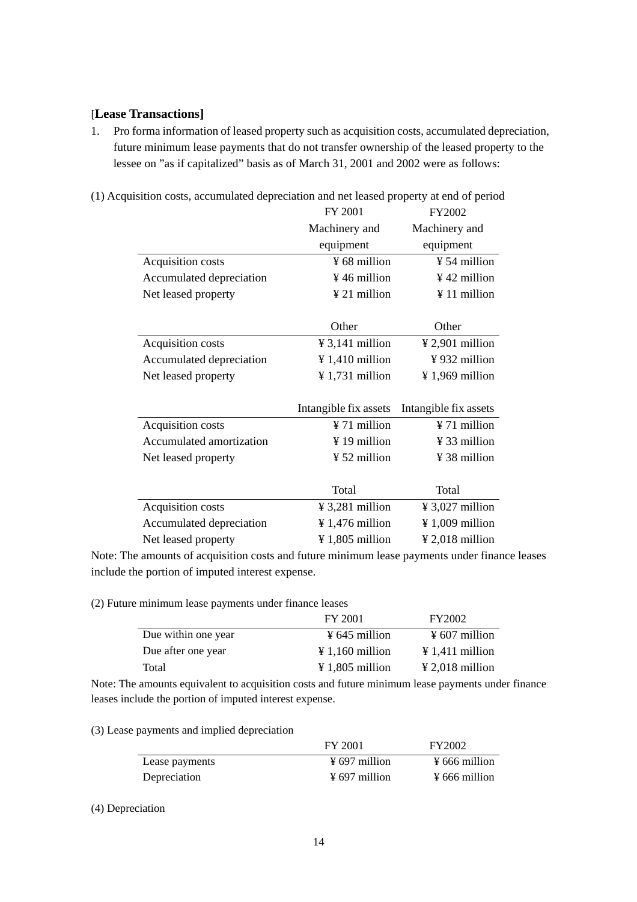[**Lease Transactions]**

1. Pro forma information of leased property such as acquisition costs, accumulated depreciation, future minimum lease payments that do not transfer ownership of the leased property to the lessee on "as if capitalized" basis as of March 31, 2001 and 2002 were as follows:

(1) Acquisition costs, accumulated depreciation and net leased property at end of period

| | FY 2001 | FY2002 |
|---|---|---|
| | Machinery and equipment | Machinery and equipment |
| Acquisition costs | ¥ 68 million | ¥ 54 million |
| Accumulated depreciation | ¥ 46 million | ¥ 42 million |
| Net leased property | ¥ 21 million | ¥ 11 million |
| | Other | Other |
| Acquisition costs | ¥ 3,141 million | ¥ 2,901 million |
| Accumulated depreciation | ¥ 1,410 million | ¥ 932 million |
| Net leased property | ¥ 1,731 million | ¥ 1,969 million |
| | Intangible fix assets | Intangible fix assets |
| Acquisition costs | ¥ 71 million | ¥ 71 million |
| Accumulated amortization | ¥ 19 million | ¥ 33 million |
| Net leased property | ¥ 52 million | ¥ 38 million |
| | Total | Total |
| Acquisition costs | ¥ 3,281 million | ¥ 3,027 million |
| Accumulated depreciation | ¥ 1,476 million | ¥ 1,009 million |
| Net leased property | ¥ 1,805 million | ¥ 2,018 million |

Note: The amounts of acquisition costs and future minimum lease payments under finance leases include the portion of imputed interest expense.

(2) Future minimum lease payments under finance leases

| | FY 2001 | FY2002 |
|---|---|---|
| Due within one year | ¥ 645 million | ¥ 607 million |
| Due after one year | ¥ 1,160 million | ¥ 1,411 million |
| Total | ¥ 1,805 million | ¥ 2,018 million |

Note: The amounts equivalent to acquisition costs and future minimum lease payments under finance leases include the portion of imputed interest expense.

(3) Lease payments and implied depreciation

| | FY 2001 | FY2002 |
|---|---|---|
| Lease payments | ¥ 697 million | ¥ 666 million |
| Depreciation | ¥ 697 million | ¥ 666 million |

(4) Depreciation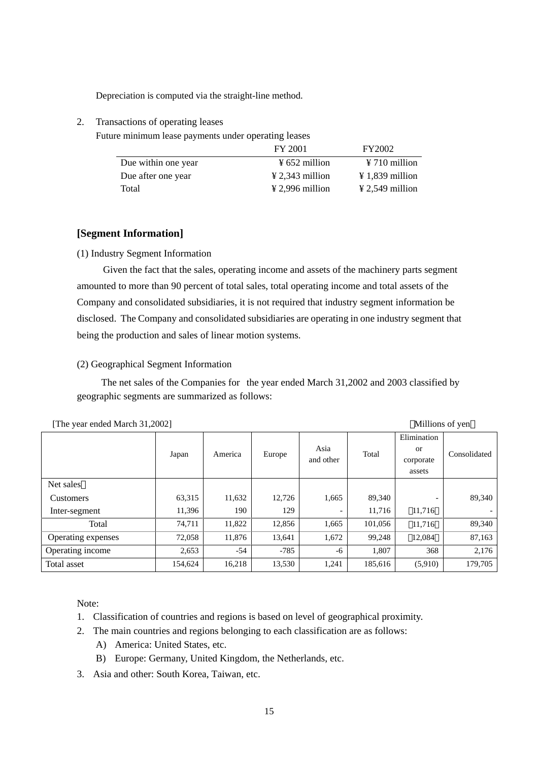Depreciation is computed via the straight-line method.

2. Transactions of operating leases

Future minimum lease payments under operating leases

| | FY 2001 | FY2002 |
|---|---|---|
| Due within one year | ¥ 652 million | ¥ 710 million |
| Due after one year | ¥ 2,343 million | ¥ 1,839 million |
| Total | ¥ 2,996 million | ¥ 2,549 million |

## [Segment Information]

(1) Industry Segment Information

Given the fact that the sales, operating income and assets of the machinery parts segment amounted to more than 90 percent of total sales, total operating income and total assets of the Company and consolidated subsidiaries, it is not required that industry segment information be disclosed. The Company and consolidated subsidiaries are operating in one industry segment that being the production and sales of linear motion systems.

(2) Geographical Segment Information

The net sales of the Companies for the year ended March 31,2002 and 2003 classified by geographic segments are summarized as follows:

[The year ended March 31,2002]　　（Millions of yen）

| | Japan | America | Europe | Asia and other | Total | Elimination or corporate assets | Consolidated |
|---|---|---|---|---|---|---|---|
| Net sales： | | | | | | | |
| Customers | 63,315 | 11,632 | 12,726 | 1,665 | 89,340 | - | 89,340 |
| Inter-segment | 11,396 | 190 | 129 | - | 11,716 | （11,716） | - |
| Total | 74,711 | 11,822 | 12,856 | 1,665 | 101,056 | （11,716） | 89,340 |
| Operating expenses | 72,058 | 11,876 | 13,641 | 1,672 | 99,248 | （12,084） | 87,163 |
| Operating income | 2,653 | -54 | -785 | -6 | 1,807 | 368 | 2,176 |
| Total asset | 154,624 | 16,218 | 13,530 | 1,241 | 185,616 | (5,910) | 179,705 |

Note:

1. Classification of countries and regions is based on level of geographical proximity.
2. The main countries and regions belonging to each classification are as follows:
   A) America: United States, etc.
   B) Europe: Germany, United Kingdom, the Netherlands, etc.
3. Asia and other: South Korea, Taiwan, etc.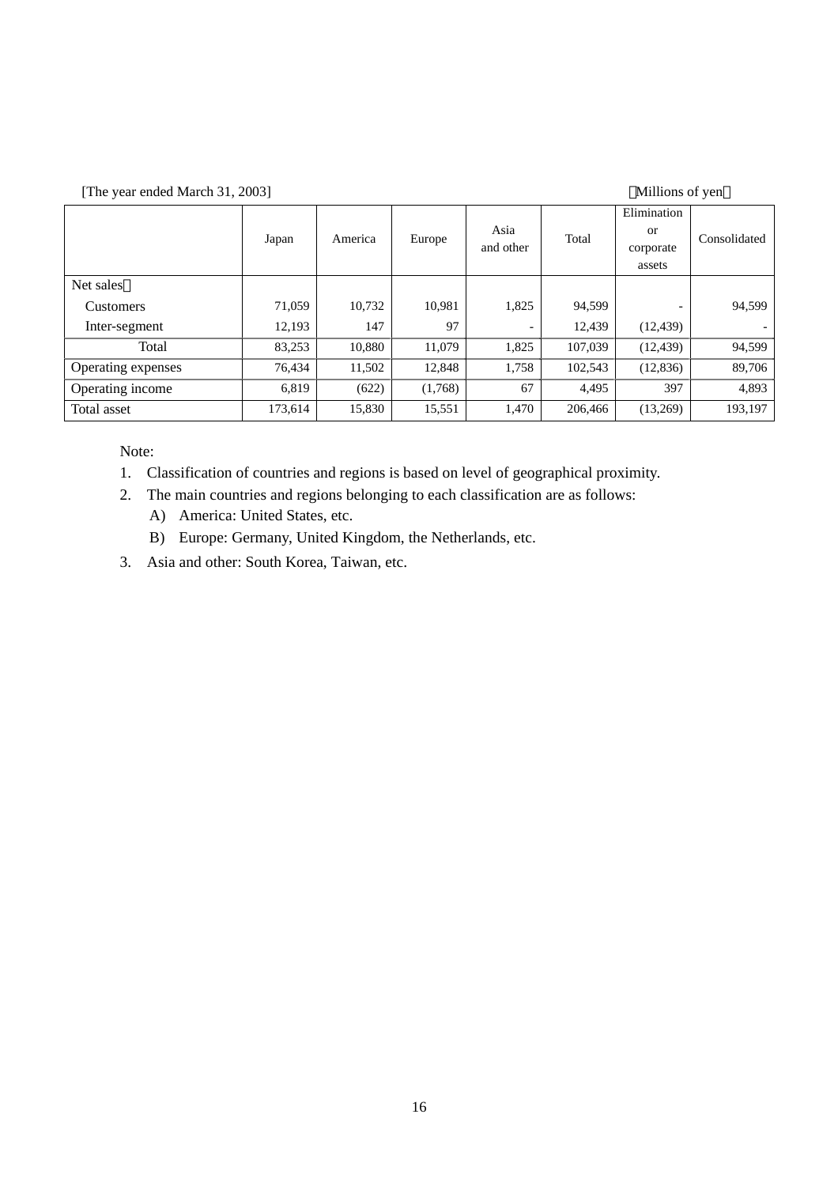[The year ended March 31, 2003] （Millions of yen）

| | Japan | America | Europe | Asia and other | Total | Elimination or corporate assets | Consolidated |
|---|---|---|---|---|---|---|---|
| Net sales： | | | | | | | |
| Customers | 71,059 | 10,732 | 10,981 | 1,825 | 94,599 | - | 94,599 |
| Inter-segment | 12,193 | 147 | 97 | - | 12,439 | (12,439) | - |
| Total | 83,253 | 10,880 | 11,079 | 1,825 | 107,039 | (12,439) | 94,599 |
| Operating expenses | 76,434 | 11,502 | 12,848 | 1,758 | 102,543 | (12,836) | 89,706 |
| Operating income | 6,819 | (622) | (1,768) | 67 | 4,495 | 397 | 4,893 |
| Total asset | 173,614 | 15,830 | 15,551 | 1,470 | 206,466 | (13,269) | 193,197 |

Note:

1. Classification of countries and regions is based on level of geographical proximity.
2. The main countries and regions belonging to each classification are as follows:
   A) America: United States, etc.
   B) Europe: Germany, United Kingdom, the Netherlands, etc.
3. Asia and other: South Korea, Taiwan, etc.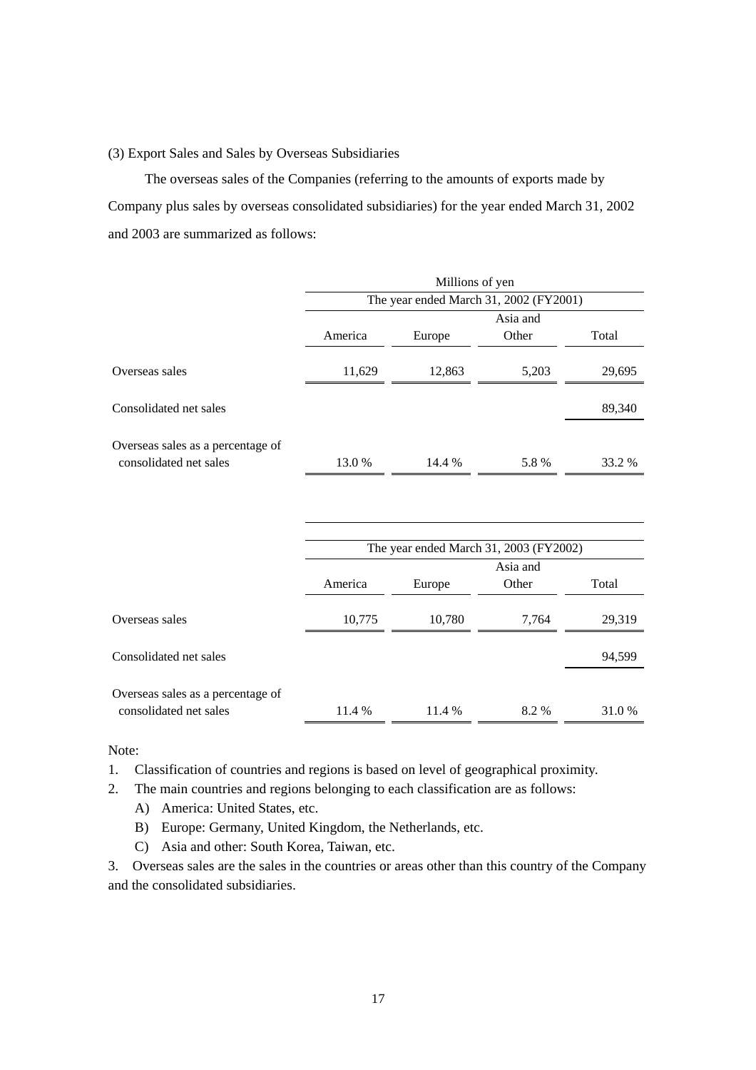(3) Export Sales and Sales by Overseas Subsidiaries

The overseas sales of the Companies (referring to the amounts of exports made by Company plus sales by overseas consolidated subsidiaries) for the year ended March 31, 2002 and 2003 are summarized as follows:

| | Millions of yen | | | |
|---|---|---|---|---|
| | The year ended March 31, 2002 (FY2001) | | | |
| | America | Europe | Asia and Other | Total |
| Overseas sales | 11,629 | 12,863 | 5,203 | 29,695 |
| Consolidated net sales | | | | 89,340 |
| Overseas sales as a percentage of consolidated net sales | 13.0 % | 14.4 % | 5.8 % | 33.2 % |

| | The year ended March 31, 2003 (FY2002) | | | |
|---|---|---|---|---|
| | America | Europe | Asia and Other | Total |
| Overseas sales | 10,775 | 10,780 | 7,764 | 29,319 |
| Consolidated net sales | | | | 94,599 |
| Overseas sales as a percentage of consolidated net sales | 11.4 % | 11.4 % | 8.2 % | 31.0 % |

Note:

1. Classification of countries and regions is based on level of geographical proximity.
2. The main countries and regions belonging to each classification are as follows:
   A) America: United States, etc.
   B) Europe: Germany, United Kingdom, the Netherlands, etc.
   C) Asia and other: South Korea, Taiwan, etc.
3. Overseas sales are the sales in the countries or areas other than this country of the Company and the consolidated subsidiaries.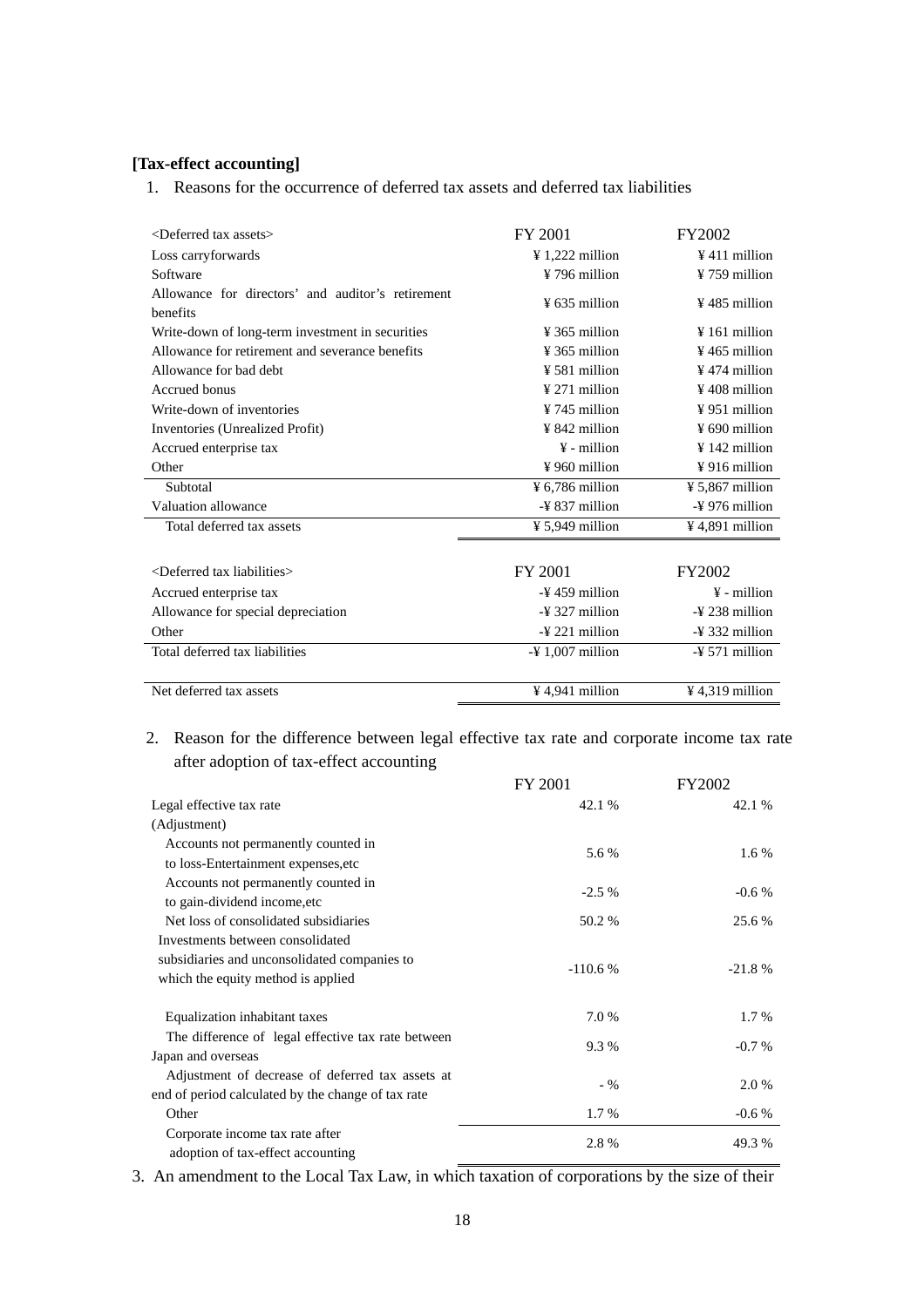**[Tax-effect accounting]**

1. Reasons for the occurrence of deferred tax assets and deferred tax liabilities

| <Deferred tax assets> | FY 2001 | FY2002 |
|---|---|---|
| Loss carryforwards | ¥ 1,222 million | ¥ 411 million |
| Software | ¥ 796 million | ¥ 759 million |
| Allowance for directors' and auditor's retirement benefits | ¥ 635 million | ¥ 485 million |
| Write-down of long-term investment in securities | ¥ 365 million | ¥ 161 million |
| Allowance for retirement and severance benefits | ¥ 365 million | ¥ 465 million |
| Allowance for bad debt | ¥ 581 million | ¥ 474 million |
| Accrued bonus | ¥ 271 million | ¥ 408 million |
| Write-down of inventories | ¥ 745 million | ¥ 951 million |
| Inventories (Unrealized Profit) | ¥ 842 million | ¥ 690 million |
| Accrued enterprise tax | ¥ - million | ¥ 142 million |
| Other | ¥ 960 million | ¥ 916 million |
| Subtotal | ¥ 6,786 million | ¥ 5,867 million |
| Valuation allowance | -¥ 837 million | -¥ 976 million |
| Total deferred tax assets | ¥ 5,949 million | ¥ 4,891 million |

| <Deferred tax liabilities> | FY 2001 | FY2002 |
|---|---|---|
| Accrued enterprise tax | -¥ 459 million | ¥ - million |
| Allowance for special depreciation | -¥ 327 million | -¥ 238 million |
| Other | -¥ 221 million | -¥ 332 million |
| Total deferred tax liabilities | -¥ 1,007 million | -¥ 571 million |
| Net deferred tax assets | ¥ 4,941 million | ¥ 4,319 million |

2. Reason for the difference between legal effective tax rate and corporate income tax rate after adoption of tax-effect accounting

| | FY 2001 | FY2002 |
|---|---|---|
| Legal effective tax rate | 42.1 % | 42.1 % |
| (Adjustment) | | |
| Accounts not permanently counted in to loss-Entertainment expenses,etc | 5.6 % | 1.6 % |
| Accounts not permanently counted in to gain-dividend income,etc | -2.5 % | -0.6 % |
| Net loss of consolidated subsidiaries | 50.2 % | 25.6 % |
| Investments between consolidated subsidiaries and unconsolidated companies to which the equity method is applied | -110.6 % | -21.8 % |
| Equalization inhabitant taxes | 7.0 % | 1.7 % |
| The difference of legal effective tax rate between Japan and overseas | 9.3 % | -0.7 % |
| Adjustment of decrease of deferred tax assets at end of period calculated by the change of tax rate | - % | 2.0 % |
| Other | 1.7 % | -0.6 % |
| Corporate income tax rate after adoption of tax-effect accounting | 2.8 % | 49.3 % |

3. An amendment to the Local Tax Law, in which taxation of corporations by the size of their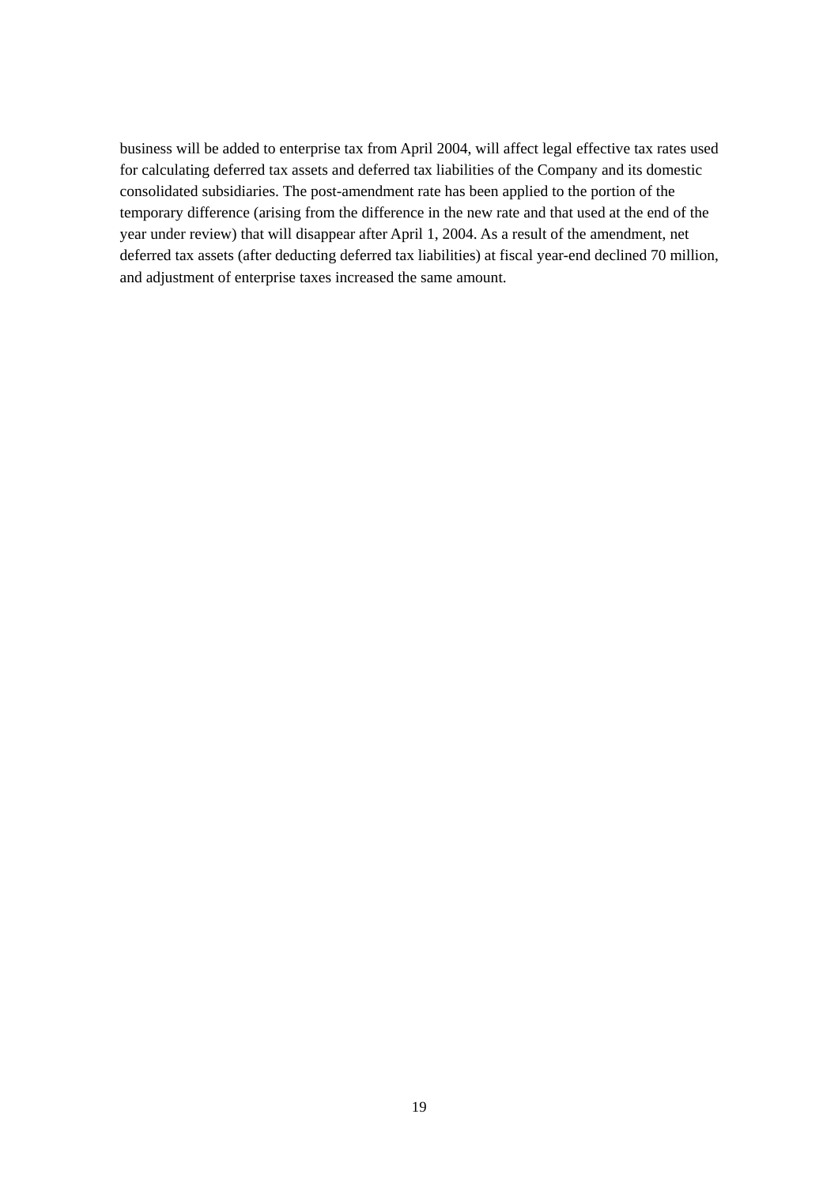business will be added to enterprise tax from April 2004, will affect legal effective tax rates used for calculating deferred tax assets and deferred tax liabilities of the Company and its domestic consolidated subsidiaries. The post-amendment rate has been applied to the portion of the temporary difference (arising from the difference in the new rate and that used at the end of the year under review) that will disappear after April 1, 2004. As a result of the amendment, net deferred tax assets (after deducting deferred tax liabilities) at fiscal year-end declined 70 million, and adjustment of enterprise taxes increased the same amount.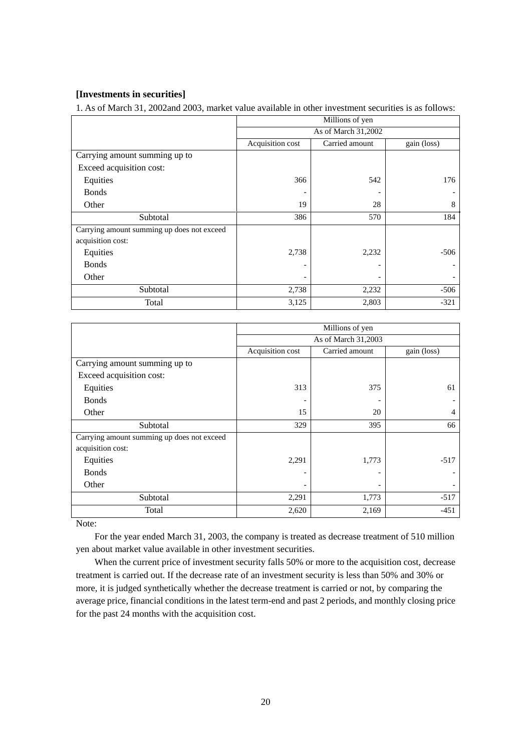**[Investments in securities]**

1. As of March 31, 2002and 2003, market value available in other investment securities is as follows:

| | Millions of yen | | |
|---|---|---|---|
| | As of March 31,2002 | | |
| | Acquisition cost | Carried amount | gain (loss) |
| Carrying amount summing up to | | | |
| Exceed acquisition cost: | | | |
| Equities | 366 | 542 | 176 |
| Bonds | - | - | - |
| Other | 19 | 28 | 8 |
| Subtotal | 386 | 570 | 184 |
| Carrying amount summing up does not exceed acquisition cost: | | | |
| Equities | 2,738 | 2,232 | -506 |
| Bonds | - | - | - |
| Other | - | - | - |
| Subtotal | 2,738 | 2,232 | -506 |
| Total | 3,125 | 2,803 | -321 |

| | Millions of yen | | |
|---|---|---|---|
| | As of March 31,2003 | | |
| | Acquisition cost | Carried amount | gain (loss) |
| Carrying amount summing up to | | | |
| Exceed acquisition cost: | | | |
| Equities | 313 | 375 | 61 |
| Bonds | - | - | - |
| Other | 15 | 20 | 4 |
| Subtotal | 329 | 395 | 66 |
| Carrying amount summing up does not exceed acquisition cost: | | | |
| Equities | 2,291 | 1,773 | -517 |
| Bonds | - | - | - |
| Other | - | - | - |
| Subtotal | 2,291 | 1,773 | -517 |
| Total | 2,620 | 2,169 | -451 |

Note:

For the year ended March 31, 2003, the company is treated as decrease treatment of 510 million yen about market value available in other investment securities.

When the current price of investment security falls 50% or more to the acquisition cost, decrease treatment is carried out. If the decrease rate of an investment security is less than 50% and 30% or more, it is judged synthetically whether the decrease treatment is carried or not, by comparing the average price, financial conditions in the latest term-end and past 2 periods, and monthly closing price for the past 24 months with the acquisition cost.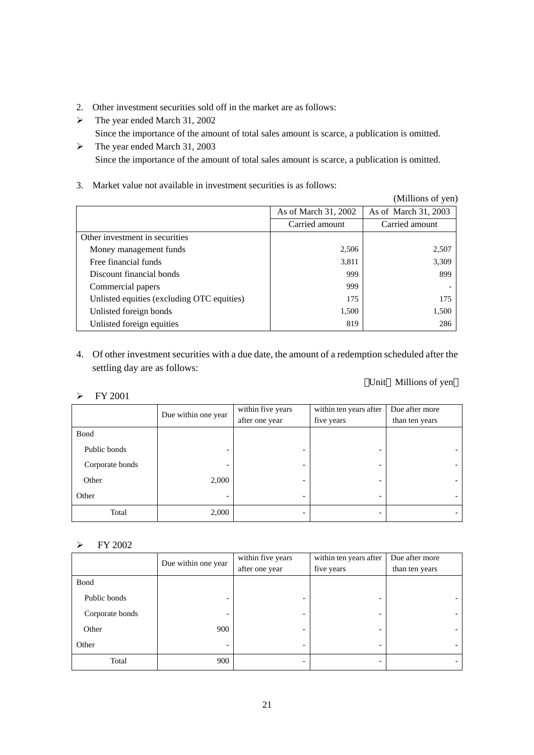2. Other investment securities sold off in the market are as follows:

- The year ended March 31, 2002
  Since the importance of the amount of total sales amount is scarce, a publication is omitted.
- The year ended March 31, 2003
  Since the importance of the amount of total sales amount is scarce, a publication is omitted.

3. Market value not available in investment securities is as follows:

(Millions of yen)

| | As of March 31, 2002 | As of March 31, 2003 |
|---|---|---|
| | Carried amount | Carried amount |
| Other investment in securities | | |
| Money management funds | 2,506 | 2,507 |
| Free financial funds | 3,811 | 3,309 |
| Discount financial bonds | 999 | 899 |
| Commercial papers | 999 | - |
| Unlisted equities (excluding OTC equities) | 175 | 175 |
| Unlisted foreign bonds | 1,500 | 1,500 |
| Unlisted foreign equities | 819 | 286 |

4. Of other investment securities with a due date, the amount of a redemption scheduled after the settling day are as follows:

（Unit： Millions of yen）

- FY 2001

| | Due within one year | within five years after one year | within ten years after five years | Due after more than ten years |
|---|---|---|---|---|
| Bond | | | | |
| Public bonds | - | - | - | - |
| Corporate bonds | - | - | - | - |
| Other | 2,000 | - | - | - |
| Other | - | - | - | - |
| Total | 2,000 | - | - | - |

- FY 2002

| | Due within one year | within five years after one year | within ten years after five years | Due after more than ten years |
|---|---|---|---|---|
| Bond | | | | |
| Public bonds | - | - | - | - |
| Corporate bonds | - | - | - | - |
| Other | 900 | - | - | - |
| Other | - | - | - | - |
| Total | 900 | - | - | - |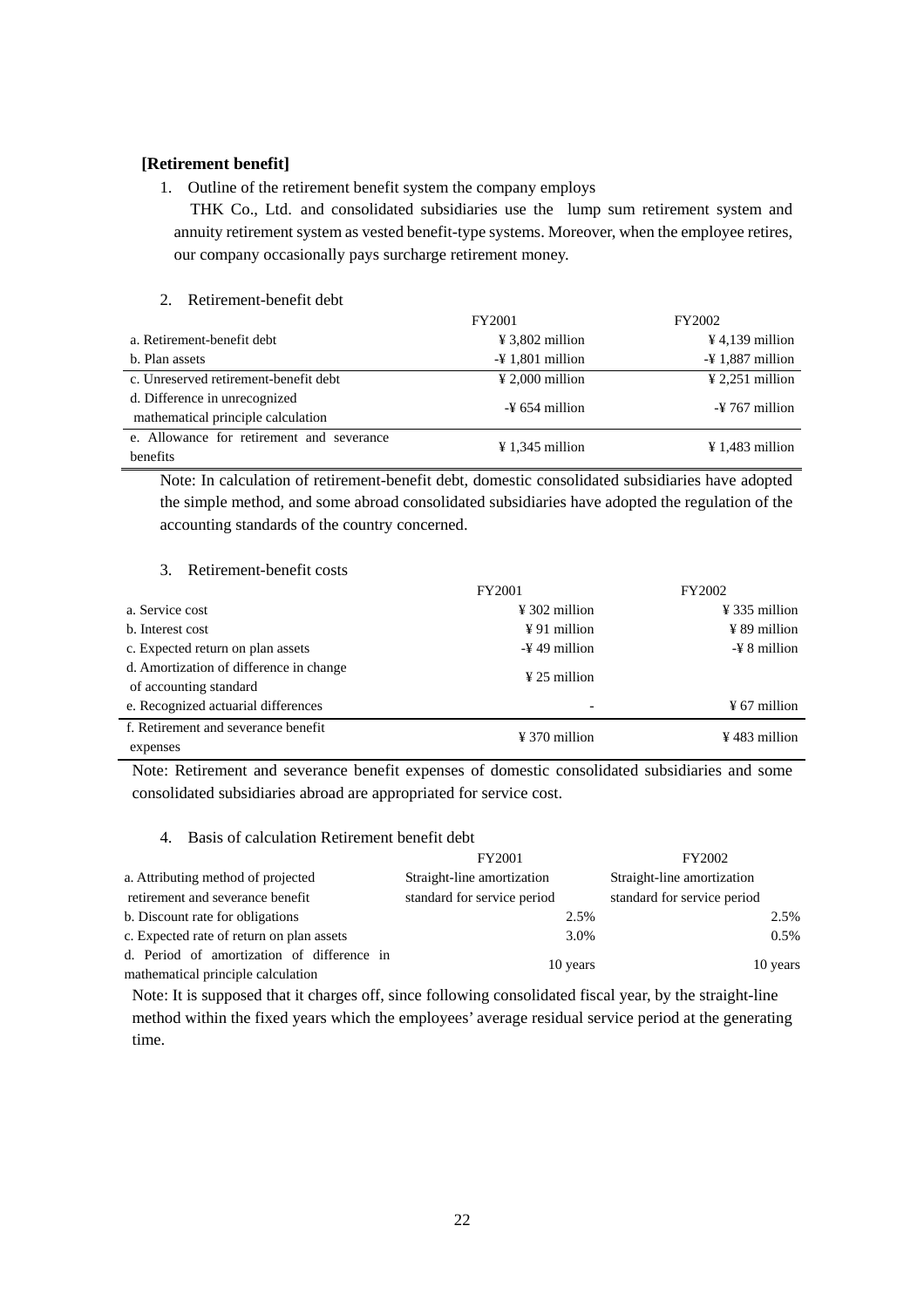**[Retirement benefit]**

1. Outline of the retirement benefit system the company employs

   THK Co., Ltd. and consolidated subsidiaries use the lump sum retirement system and annuity retirement system as vested benefit-type systems. Moreover, when the employee retires, our company occasionally pays surcharge retirement money.

2. Retirement-benefit debt

| | FY2001 | FY2002 |
|---|---|---|
| a. Retirement-benefit debt | ¥ 3,802 million | ¥ 4,139 million |
| b. Plan assets | -¥ 1,801 million | -¥ 1,887 million |
| c. Unreserved retirement-benefit debt | ¥ 2,000 million | ¥ 2,251 million |
| d. Difference in unrecognized mathematical principle calculation | -¥ 654 million | -¥ 767 million |
| e. Allowance for retirement and severance benefits | ¥ 1,345 million | ¥ 1,483 million |

Note: In calculation of retirement-benefit debt, domestic consolidated subsidiaries have adopted the simple method, and some abroad consolidated subsidiaries have adopted the regulation of the accounting standards of the country concerned.

3. Retirement-benefit costs

| | FY2001 | FY2002 |
|---|---|---|
| a. Service cost | ¥ 302 million | ¥ 335 million |
| b. Interest cost | ¥ 91 million | ¥ 89 million |
| c. Expected return on plan assets | -¥ 49 million | -¥ 8 million |
| d. Amortization of difference in change of accounting standard | ¥ 25 million | |
| e. Recognized actuarial differences | - | ¥ 67 million |
| f. Retirement and severance benefit expenses | ¥ 370 million | ¥ 483 million |

Note: Retirement and severance benefit expenses of domestic consolidated subsidiaries and some consolidated subsidiaries abroad are appropriated for service cost.

4. Basis of calculation Retirement benefit debt

| | FY2001 | FY2002 |
|---|---|---|
| a. Attributing method of projected retirement and severance benefit | Straight-line amortization standard for service period | Straight-line amortization standard for service period |
| b. Discount rate for obligations | 2.5% | 2.5% |
| c. Expected rate of return on plan assets | 3.0% | 0.5% |
| d. Period of amortization of difference in mathematical principle calculation | 10 years | 10 years |

Note: It is supposed that it charges off, since following consolidated fiscal year, by the straight-line method within the fixed years which the employees' average residual service period at the generating time.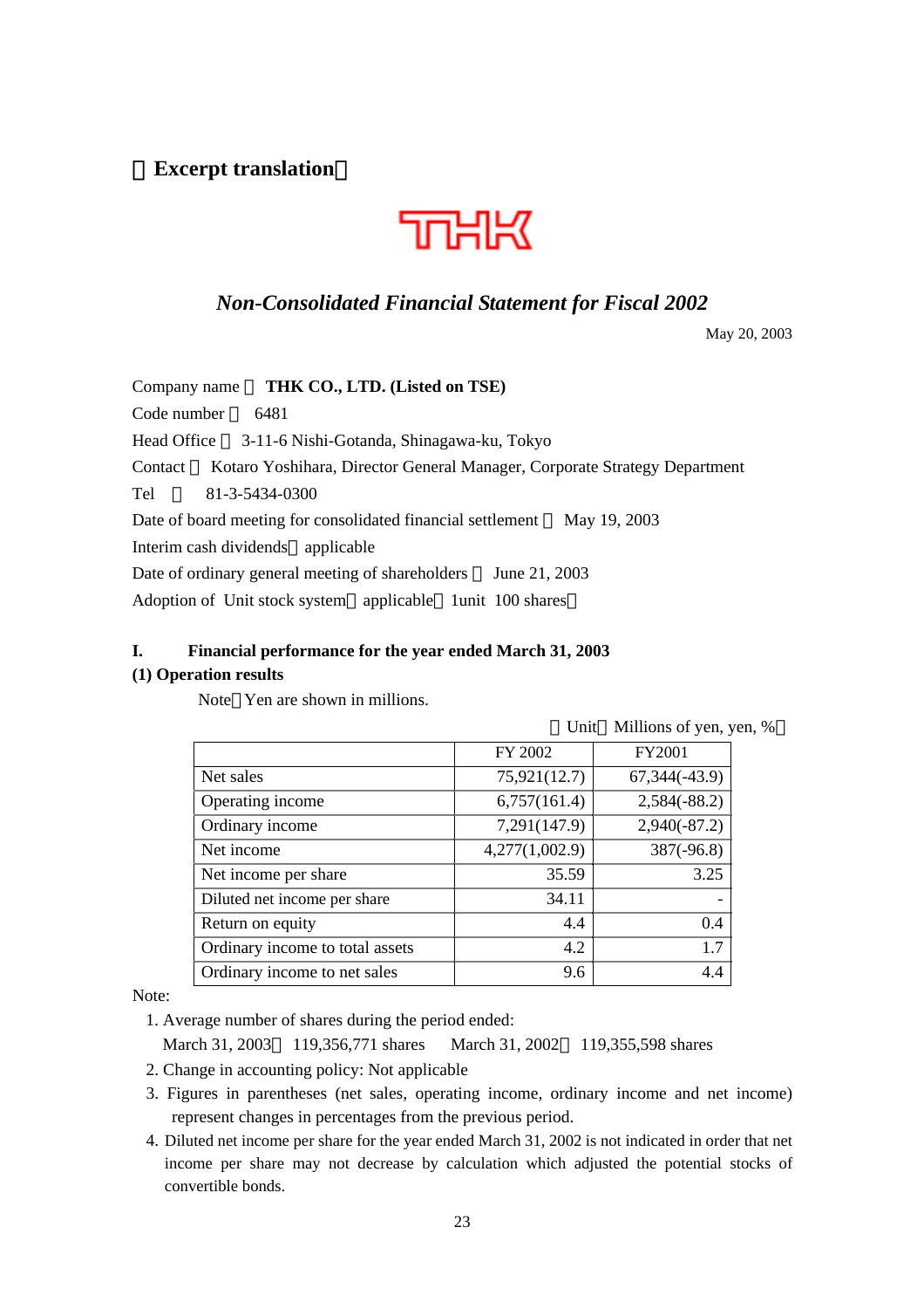【Excerpt translation】

THK

## *Non-Consolidated Financial Statement for Fiscal 2002*

May 20, 2003

Company name ： **THK CO., LTD. (Listed on TSE)**

Code number ： 6481

Head Office ： 3-11-6 Nishi-Gotanda, Shinagawa-ku, Tokyo

Contact ： Kotaro Yoshihara, Director General Manager, Corporate Strategy Department

Tel ： 81-3-5434-0300

Date of board meeting for consolidated financial settlement ： May 19, 2003

Interim cash dividends：applicable

Date of ordinary general meeting of shareholders ： June 21, 2003

Adoption of Unit stock system：applicable（1unit 100 shares）

### I. Financial performance for the year ended March 31, 2003

#### (1) Operation results

Note：Yen are shown in millions.

（Unit： Millions of yen, yen, %）

| | FY 2002 | FY2001 |
|---|---|---|
| Net sales | 75,921(12.7) | 67,344(-43.9) |
| Operating income | 6,757(161.4) | 2,584(-88.2) |
| Ordinary income | 7,291(147.9) | 2,940(-87.2) |
| Net income | 4,277(1,002.9) | 387(-96.8) |
| Net income per share | 35.59 | 3.25 |
| Diluted net income per share | 34.11 | - |
| Return on equity | 4.4 | 0.4 |
| Ordinary income to total assets | 4.2 | 1.7 |
| Ordinary income to net sales | 9.6 | 4.4 |

Note:

1. Average number of shares during the period ended:
   March 31, 2003： 119,356,771 shares March 31, 2002： 119,355,598 shares
2. Change in accounting policy: Not applicable
3. Figures in parentheses (net sales, operating income, ordinary income and net income) represent changes in percentages from the previous period.
4. Diluted net income per share for the year ended March 31, 2002 is not indicated in order that net income per share may not decrease by calculation which adjusted the potential stocks of convertible bonds.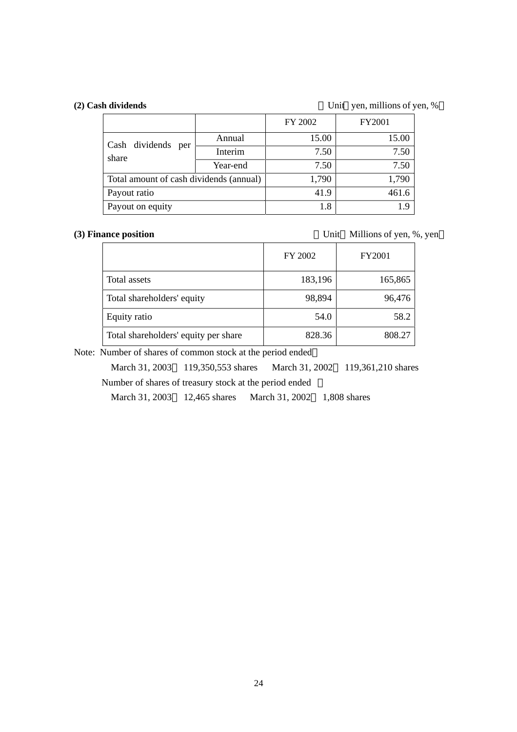**(2) Cash dividends**

（Unit：yen, millions of yen, %）

| | | FY 2002 | FY2001 |
|---|---|---|---|
| Cash dividends per share | Annual | 15.00 | 15.00 |
| | Interim | 7.50 | 7.50 |
| | Year-end | 7.50 | 7.50 |
| Total amount of cash dividends (annual) | | 1,790 | 1,790 |
| Payout ratio | | 41.9 | 461.6 |
| Payout on equity | | 1.8 | 1.9 |

**(3) Finance position**

（Unit：Millions of yen, %, yen）

| | FY 2002 | FY2001 |
|---|---|---|
| Total assets | 183,196 | 165,865 |
| Total shareholders' equity | 98,894 | 96,476 |
| Equity ratio | 54.0 | 58.2 |
| Total shareholders' equity per share | 828.36 | 808.27 |

Note: Number of shares of common stock at the period ended：

March 31, 2003：119,350,553 shares　March 31, 2002：119,361,210 shares

Number of shares of treasury stock at the period ended　：

March 31, 2003：12,465 shares　March 31, 2002：1,808 shares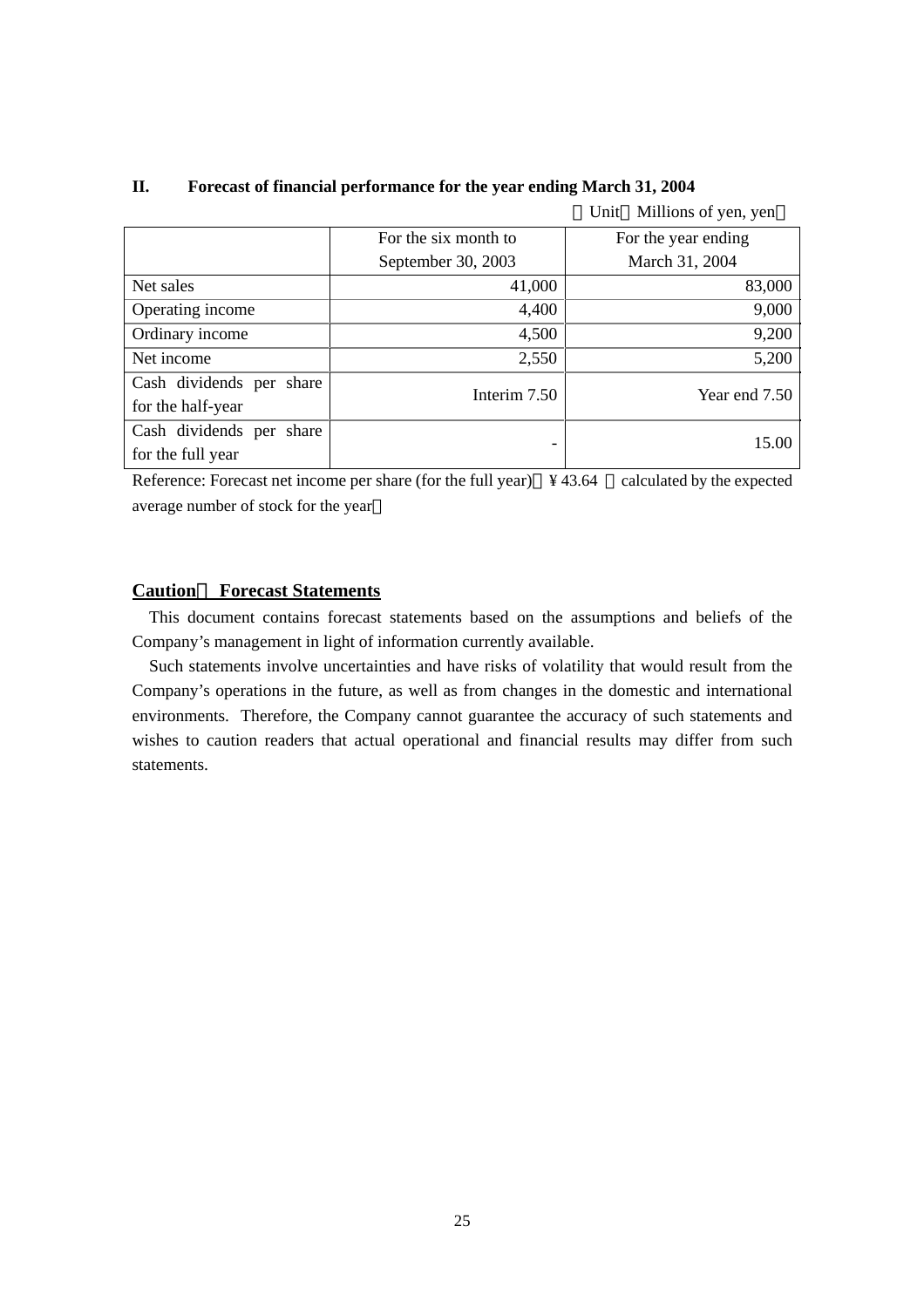## II. Forecast of financial performance for the year ending March 31, 2004

（Unit：Millions of yen, yen）

| | For the six month to September 30, 2003 | For the year ending March 31, 2004 |
|---|---|---|
| Net sales | 41,000 | 83,000 |
| Operating income | 4,400 | 9,000 |
| Ordinary income | 4,500 | 9,200 |
| Net income | 2,550 | 5,200 |
| Cash dividends per share for the half-year | Interim 7.50 | Year end 7.50 |
| Cash dividends per share for the full year | - | 15.00 |

Reference: Forecast net income per share (for the full year)：￥43.64 （calculated by the expected average number of stock for the year）

**Caution： Forecast Statements**

This document contains forecast statements based on the assumptions and beliefs of the Company's management in light of information currently available.

Such statements involve uncertainties and have risks of volatility that would result from the Company's operations in the future, as well as from changes in the domestic and international environments. Therefore, the Company cannot guarantee the accuracy of such statements and wishes to caution readers that actual operational and financial results may differ from such statements.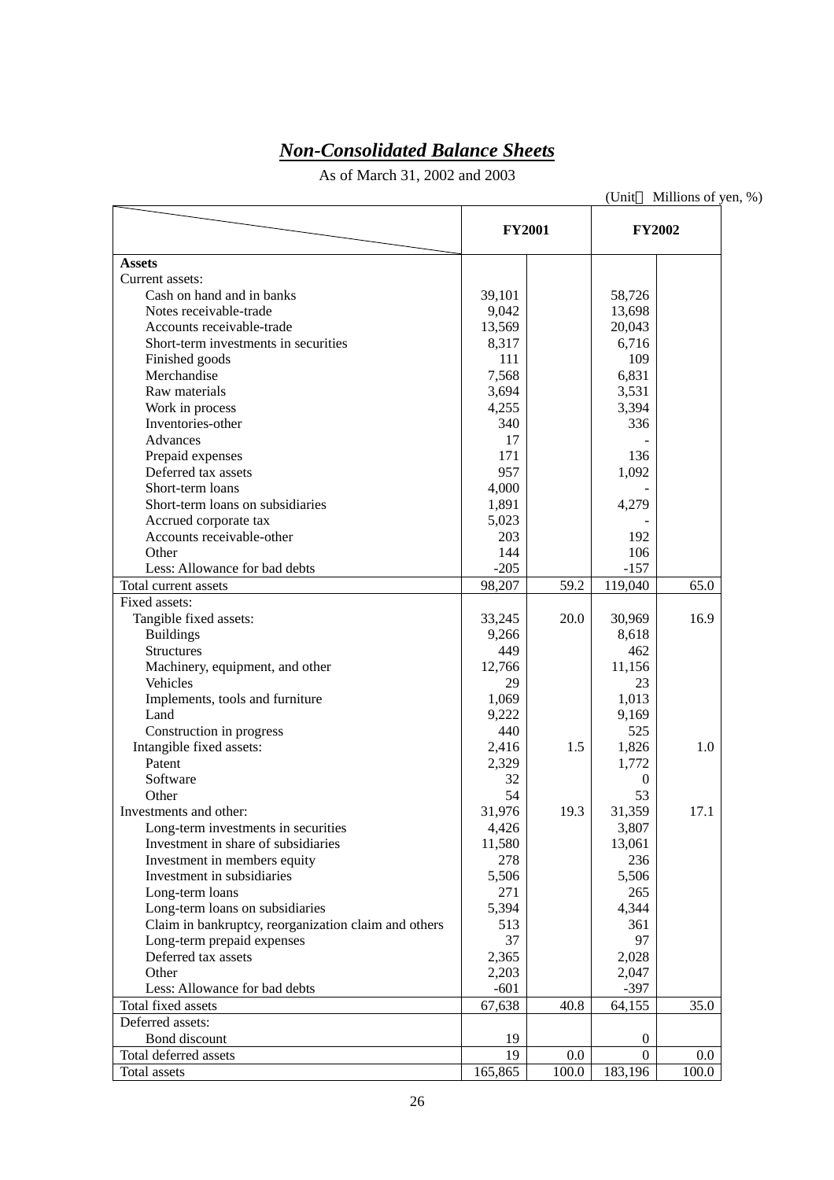# ***Non-Consolidated Balance Sheets***

As of March 31, 2002 and 2003

(Unit：Millions of yen, %)

| | FY2001 | | FY2002 | |
|---|---|---|---|---|
| **Assets** | | | | |
| Current assets: | | | | |
| Cash on hand and in banks | 39,101 | | 58,726 | |
| Notes receivable-trade | 9,042 | | 13,698 | |
| Accounts receivable-trade | 13,569 | | 20,043 | |
| Short-term investments in securities | 8,317 | | 6,716 | |
| Finished goods | 111 | | 109 | |
| Merchandise | 7,568 | | 6,831 | |
| Raw materials | 3,694 | | 3,531 | |
| Work in process | 4,255 | | 3,394 | |
| Inventories-other | 340 | | 336 | |
| Advances | 17 | | - | |
| Prepaid expenses | 171 | | 136 | |
| Deferred tax assets | 957 | | 1,092 | |
| Short-term loans | 4,000 | | - | |
| Short-term loans on subsidiaries | 1,891 | | 4,279 | |
| Accrued corporate tax | 5,023 | | - | |
| Accounts receivable-other | 203 | | 192 | |
| Other | 144 | | 106 | |
| Less: Allowance for bad debts | -205 | | -157 | |
| Total current assets | 98,207 | 59.2 | 119,040 | 65.0 |
| Fixed assets: | | | | |
| Tangible fixed assets: | 33,245 | 20.0 | 30,969 | 16.9 |
| Buildings | 9,266 | | 8,618 | |
| Structures | 449 | | 462 | |
| Machinery, equipment, and other | 12,766 | | 11,156 | |
| Vehicles | 29 | | 23 | |
| Implements, tools and furniture | 1,069 | | 1,013 | |
| Land | 9,222 | | 9,169 | |
| Construction in progress | 440 | | 525 | |
| Intangible fixed assets: | 2,416 | 1.5 | 1,826 | 1.0 |
| Patent | 2,329 | | 1,772 | |
| Software | 32 | | 0 | |
| Other | 54 | | 53 | |
| Investments and other: | 31,976 | 19.3 | 31,359 | 17.1 |
| Long-term investments in securities | 4,426 | | 3,807 | |
| Investment in share of subsidiaries | 11,580 | | 13,061 | |
| Investment in members equity | 278 | | 236 | |
| Investment in subsidiaries | 5,506 | | 5,506 | |
| Long-term loans | 271 | | 265 | |
| Long-term loans on subsidiaries | 5,394 | | 4,344 | |
| Claim in bankruptcy, reorganization claim and others | 513 | | 361 | |
| Long-term prepaid expenses | 37 | | 97 | |
| Deferred tax assets | 2,365 | | 2,028 | |
| Other | 2,203 | | 2,047 | |
| Less: Allowance for bad debts | -601 | | -397 | |
| Total fixed assets | 67,638 | 40.8 | 64,155 | 35.0 |
| Deferred assets: | | | | |
| Bond discount | 19 | | 0 | |
| Total deferred assets | 19 | 0.0 | 0 | 0.0 |
| Total assets | 165,865 | 100.0 | 183,196 | 100.0 |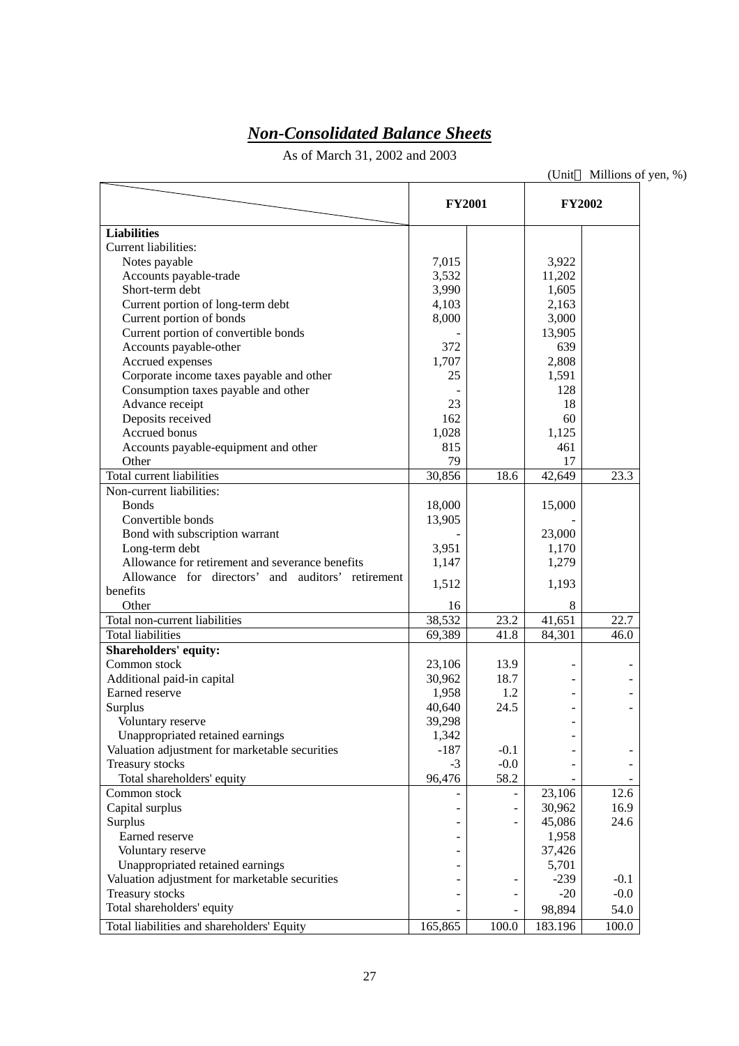# ***Non-Consolidated Balance Sheets***

As of March 31, 2002 and 2003

(Unit：Millions of yen, %)

| | FY2001 | | FY2002 | |
|---|---|---|---|---|
| **Liabilities** | | | | |
| Current liabilities: | | | | |
| Notes payable | 7,015 | | 3,922 | |
| Accounts payable-trade | 3,532 | | 11,202 | |
| Short-term debt | 3,990 | | 1,605 | |
| Current portion of long-term debt | 4,103 | | 2,163 | |
| Current portion of bonds | 8,000 | | 3,000 | |
| Current portion of convertible bonds | - | | 13,905 | |
| Accounts payable-other | 372 | | 639 | |
| Accrued expenses | 1,707 | | 2,808 | |
| Corporate income taxes payable and other | 25 | | 1,591 | |
| Consumption taxes payable and other | - | | 128 | |
| Advance receipt | 23 | | 18 | |
| Deposits received | 162 | | 60 | |
| Accrued bonus | 1,028 | | 1,125 | |
| Accounts payable-equipment and other | 815 | | 461 | |
| Other | 79 | | 17 | |
| Total current liabilities | 30,856 | 18.6 | 42,649 | 23.3 |
| Non-current liabilities: | | | | |
| Bonds | 18,000 | | 15,000 | |
| Convertible bonds | 13,905 | | - | |
| Bond with subscription warrant | - | | 23,000 | |
| Long-term debt | 3,951 | | 1,170 | |
| Allowance for retirement and severance benefits | 1,147 | | 1,279 | |
| Allowance for directors' and auditors' retirement benefits | 1,512 | | 1,193 | |
| Other | 16 | | 8 | |
| Total non-current liabilities | 38,532 | 23.2 | 41,651 | 22.7 |
| Total liabilities | 69,389 | 41.8 | 84,301 | 46.0 |
| **Shareholders' equity:** | | | | |
| Common stock | 23,106 | 13.9 | - | - |
| Additional paid-in capital | 30,962 | 18.7 | - | - |
| Earned reserve | 1,958 | 1.2 | - | - |
| Surplus | 40,640 | 24.5 | - | - |
| Voluntary reserve | 39,298 | | - | |
| Unappropriated retained earnings | 1,342 | | - | |
| Valuation adjustment for marketable securities | -187 | -0.1 | - | - |
| Treasury stocks | -3 | -0.0 | - | - |
| Total shareholders' equity | 96,476 | 58.2 | - | - |
| Common stock | - | - | 23,106 | 12.6 |
| Capital surplus | - | - | 30,962 | 16.9 |
| Surplus | - | - | 45,086 | 24.6 |
| Earned reserve | - | | 1,958 | |
| Voluntary reserve | - | | 37,426 | |
| Unappropriated retained earnings | - | | 5,701 | |
| Valuation adjustment for marketable securities | - | - | -239 | -0.1 |
| Treasury stocks | - | - | -20 | -0.0 |
| Total shareholders' equity | - | - | 98,894 | 54.0 |
| Total liabilities and shareholders' Equity | 165,865 | 100.0 | 183.196 | 100.0 |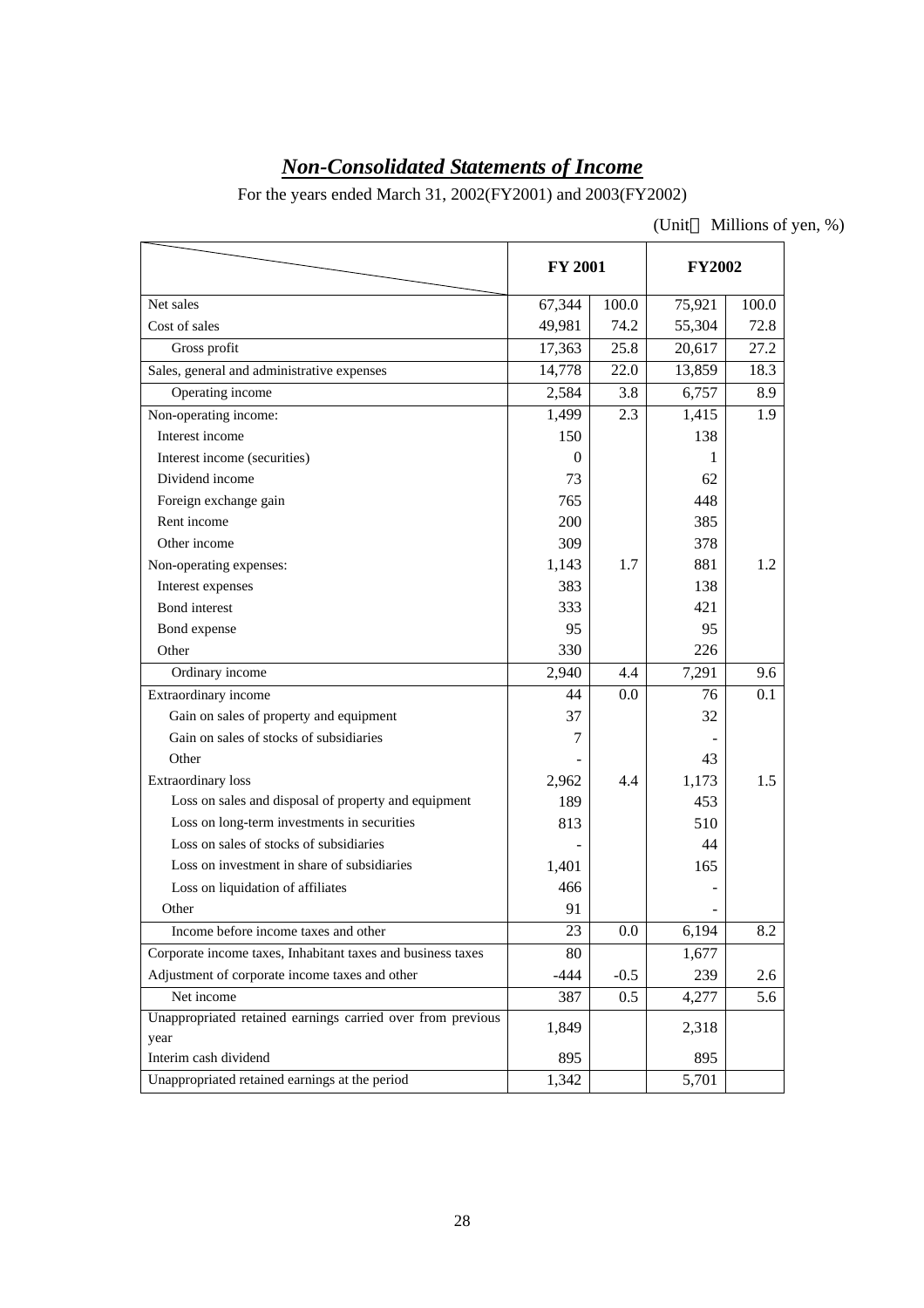# ***Non-Consolidated Statements of Income***

For the years ended March 31, 2002(FY2001) and 2003(FY2002)

(Unit：Millions of yen, %)

| | FY 2001 | | FY2002 | |
|---|---|---|---|---|
| Net sales | 67,344 | 100.0 | 75,921 | 100.0 |
| Cost of sales | 49,981 | 74.2 | 55,304 | 72.8 |
| Gross profit | 17,363 | 25.8 | 20,617 | 27.2 |
| Sales, general and administrative expenses | 14,778 | 22.0 | 13,859 | 18.3 |
| Operating income | 2,584 | 3.8 | 6,757 | 8.9 |
| Non-operating income: | 1,499 | 2.3 | 1,415 | 1.9 |
| Interest income | 150 | | 138 | |
| Interest income (securities) | 0 | | 1 | |
| Dividend income | 73 | | 62 | |
| Foreign exchange gain | 765 | | 448 | |
| Rent income | 200 | | 385 | |
| Other income | 309 | | 378 | |
| Non-operating expenses: | 1,143 | 1.7 | 881 | 1.2 |
| Interest expenses | 383 | | 138 | |
| Bond interest | 333 | | 421 | |
| Bond expense | 95 | | 95 | |
| Other | 330 | | 226 | |
| Ordinary income | 2,940 | 4.4 | 7,291 | 9.6 |
| Extraordinary income | 44 | 0.0 | 76 | 0.1 |
| Gain on sales of property and equipment | 37 | | 32 | |
| Gain on sales of stocks of subsidiaries | 7 | | - | |
| Other | - | | 43 | |
| Extraordinary loss | 2,962 | 4.4 | 1,173 | 1.5 |
| Loss on sales and disposal of property and equipment | 189 | | 453 | |
| Loss on long-term investments in securities | 813 | | 510 | |
| Loss on sales of stocks of subsidiaries | - | | 44 | |
| Loss on investment in share of subsidiaries | 1,401 | | 165 | |
| Loss on liquidation of affiliates | 466 | | - | |
| Other | 91 | | - | |
| Income before income taxes and other | 23 | 0.0 | 6,194 | 8.2 |
| Corporate income taxes, Inhabitant taxes and business taxes | 80 | | 1,677 | |
| Adjustment of corporate income taxes and other | -444 | -0.5 | 239 | 2.6 |
| Net income | 387 | 0.5 | 4,277 | 5.6 |
| Unappropriated retained earnings carried over from previous year | 1,849 | | 2,318 | |
| Interim cash dividend | 895 | | 895 | |
| Unappropriated retained earnings at the period | 1,342 | | 5,701 | |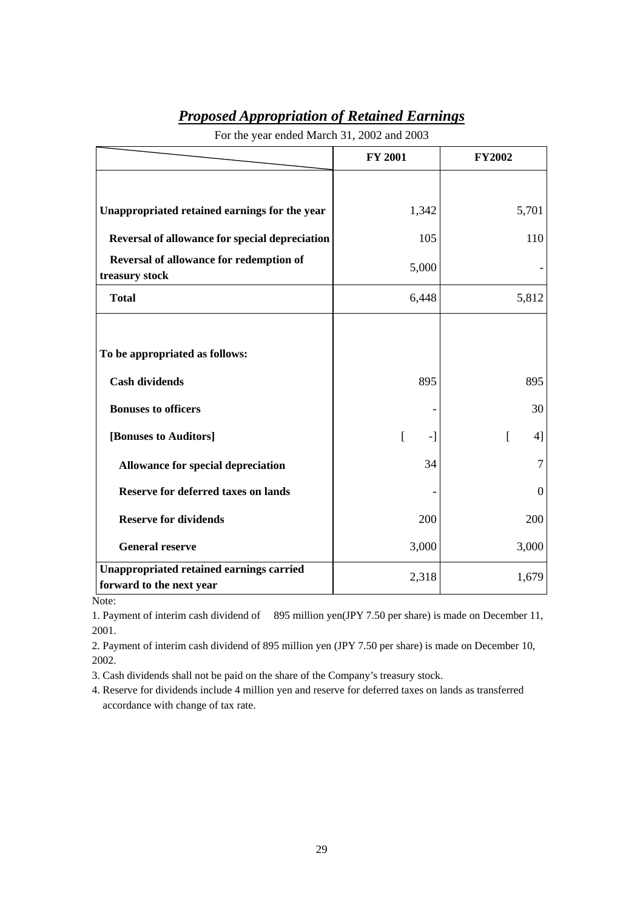## *Proposed Appropriation of Retained Earnings*

For the year ended March 31, 2002 and 2003

| | FY 2001 | FY2002 |
|---|---|---|
| **Unappropriated retained earnings for the year** | 1,342 | 5,701 |
| **Reversal of allowance for special depreciation** | 105 | 110 |
| **Reversal of allowance for redemption of treasury stock** | 5,000 | - |
| **Total** | 6,448 | 5,812 |
| **To be appropriated as follows:** | | |
| **Cash dividends** | 895 | 895 |
| **Bonuses to officers** | - | 30 |
| **[Bonuses to Auditors]** | [ -] | [ 4] |
| **Allowance for special depreciation** | 34 | 7 |
| **Reserve for deferred taxes on lands** | - | 0 |
| **Reserve for dividends** | 200 | 200 |
| **General reserve** | 3,000 | 3,000 |
| **Unappropriated retained earnings carried forward to the next year** | 2,318 | 1,679 |

Note:

1. Payment of interim cash dividend of 895 million yen(JPY 7.50 per share) is made on December 11, 2001.
2. Payment of interim cash dividend of 895 million yen (JPY 7.50 per share) is made on December 10, 2002.
3. Cash dividends shall not be paid on the share of the Company's treasury stock.
4. Reserve for dividends include 4 million yen and reserve for deferred taxes on lands as transferred accordance with change of tax rate.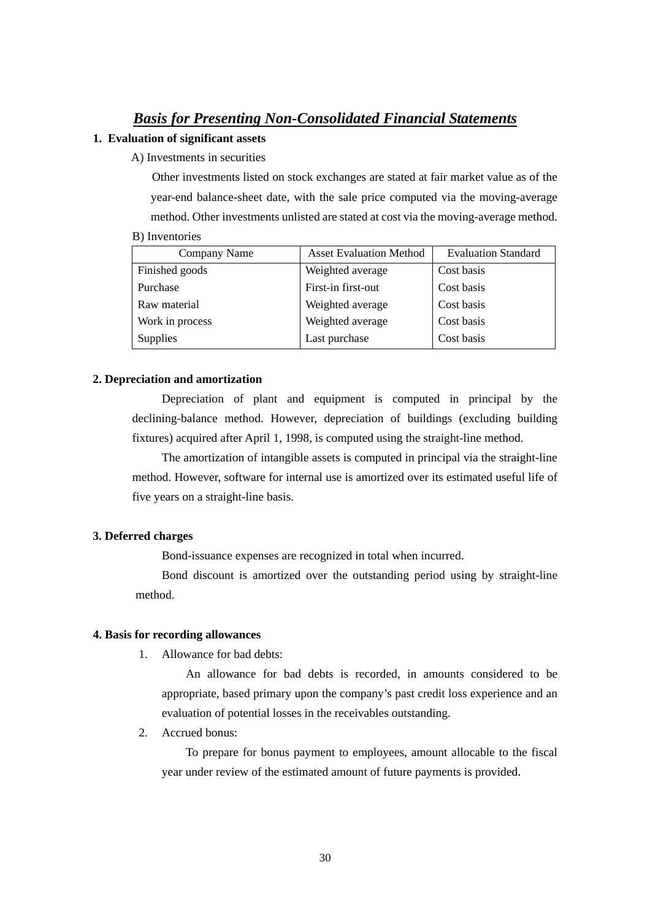## ***Basis for Presenting Non-Consolidated Financial Statements***

**1. Evaluation of significant assets**

A) Investments in securities

Other investments listed on stock exchanges are stated at fair market value as of the year-end balance-sheet date, with the sale price computed via the moving-average method. Other investments unlisted are stated at cost via the moving-average method.

B) Inventories

| Company Name | Asset Evaluation Method | Evaluation Standard |
| --- | --- | --- |
| Finished goods | Weighted average | Cost basis |
| Purchase | First-in first-out | Cost basis |
| Raw material | Weighted average | Cost basis |
| Work in process | Weighted average | Cost basis |
| Supplies | Last purchase | Cost basis |

**2. Depreciation and amortization**

Depreciation of plant and equipment is computed in principal by the declining-balance method. However, depreciation of buildings (excluding building fixtures) acquired after April 1, 1998, is computed using the straight-line method.

The amortization of intangible assets is computed in principal via the straight-line method. However, software for internal use is amortized over its estimated useful life of five years on a straight-line basis.

**3. Deferred charges**

Bond-issuance expenses are recognized in total when incurred.

Bond discount is amortized over the outstanding period using by straight-line method.

**4. Basis for recording allowances**

1. Allowance for bad debts:

   An allowance for bad debts is recorded, in amounts considered to be appropriate, based primary upon the company's past credit loss experience and an evaluation of potential losses in the receivables outstanding.

2. Accrued bonus:

   To prepare for bonus payment to employees, amount allocable to the fiscal year under review of the estimated amount of future payments is provided.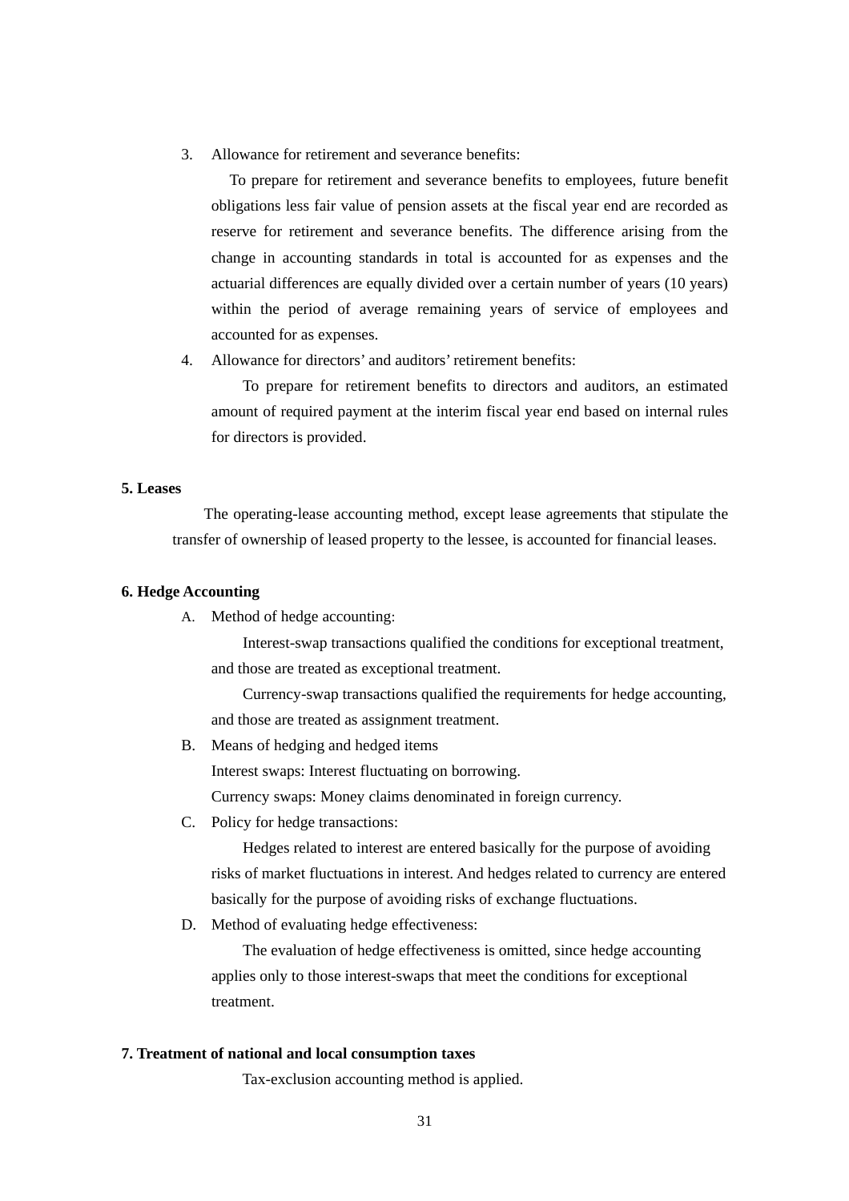3. Allowance for retirement and severance benefits:

   To prepare for retirement and severance benefits to employees, future benefit obligations less fair value of pension assets at the fiscal year end are recorded as reserve for retirement and severance benefits. The difference arising from the change in accounting standards in total is accounted for as expenses and the actuarial differences are equally divided over a certain number of years (10 years) within the period of average remaining years of service of employees and accounted for as expenses.

4. Allowance for directors' and auditors' retirement benefits:

   To prepare for retirement benefits to directors and auditors, an estimated amount of required payment at the interim fiscal year end based on internal rules for directors is provided.

**5. Leases**

The operating-lease accounting method, except lease agreements that stipulate the transfer of ownership of leased property to the lessee, is accounted for financial leases.

**6. Hedge Accounting**

A. Method of hedge accounting:

   Interest-swap transactions qualified the conditions for exceptional treatment, and those are treated as exceptional treatment.

   Currency-swap transactions qualified the requirements for hedge accounting, and those are treated as assignment treatment.

B. Means of hedging and hedged items

   Interest swaps: Interest fluctuating on borrowing.

   Currency swaps: Money claims denominated in foreign currency.

C. Policy for hedge transactions:

   Hedges related to interest are entered basically for the purpose of avoiding risks of market fluctuations in interest. And hedges related to currency are entered basically for the purpose of avoiding risks of exchange fluctuations.

D. Method of evaluating hedge effectiveness:

   The evaluation of hedge effectiveness is omitted, since hedge accounting applies only to those interest-swaps that meet the conditions for exceptional treatment.

**7. Treatment of national and local consumption taxes**

Tax-exclusion accounting method is applied.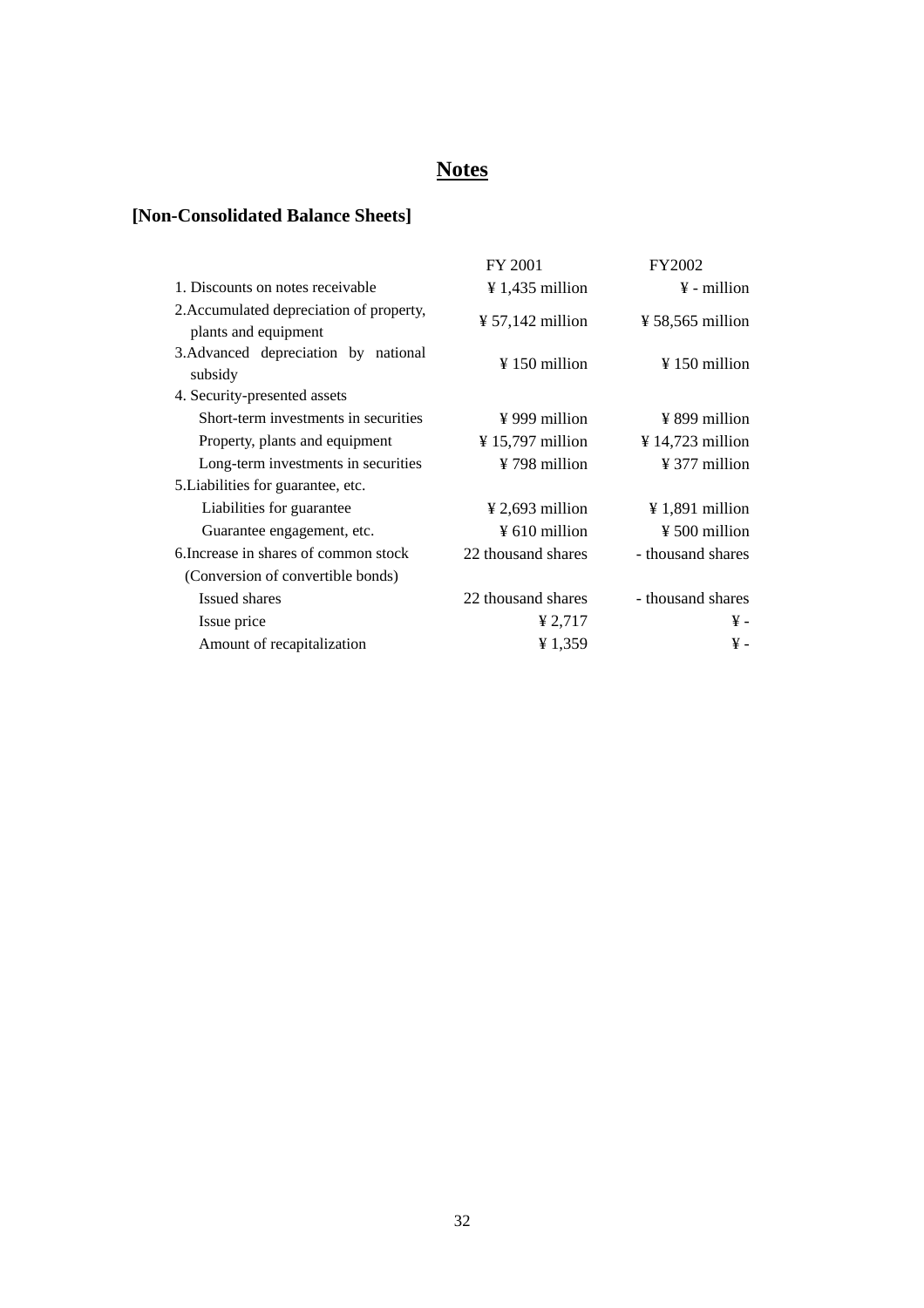# Notes

## [Non-Consolidated Balance Sheets]

| | FY 2001 | FY2002 |
|---|---|---|
| 1. Discounts on notes receivable | ¥ 1,435 million | ¥ - million |
| 2.Accumulated depreciation of property, plants and equipment | ¥ 57,142 million | ¥ 58,565 million |
| 3.Advanced depreciation by national subsidy | ¥ 150 million | ¥ 150 million |
| 4. Security-presented assets | | |
| Short-term investments in securities | ¥ 999 million | ¥ 899 million |
| Property, plants and equipment | ¥ 15,797 million | ¥ 14,723 million |
| Long-term investments in securities | ¥ 798 million | ¥ 377 million |
| 5.Liabilities for guarantee, etc. | | |
| Liabilities for guarantee | ¥ 2,693 million | ¥ 1,891 million |
| Guarantee engagement, etc. | ¥ 610 million | ¥ 500 million |
| 6.Increase in shares of common stock | 22 thousand shares | - thousand shares |
| (Conversion of convertible bonds) | | |
| Issued shares | 22 thousand shares | - thousand shares |
| Issue price | ¥ 2,717 | ¥ - |
| Amount of recapitalization | ¥ 1,359 | ¥ - |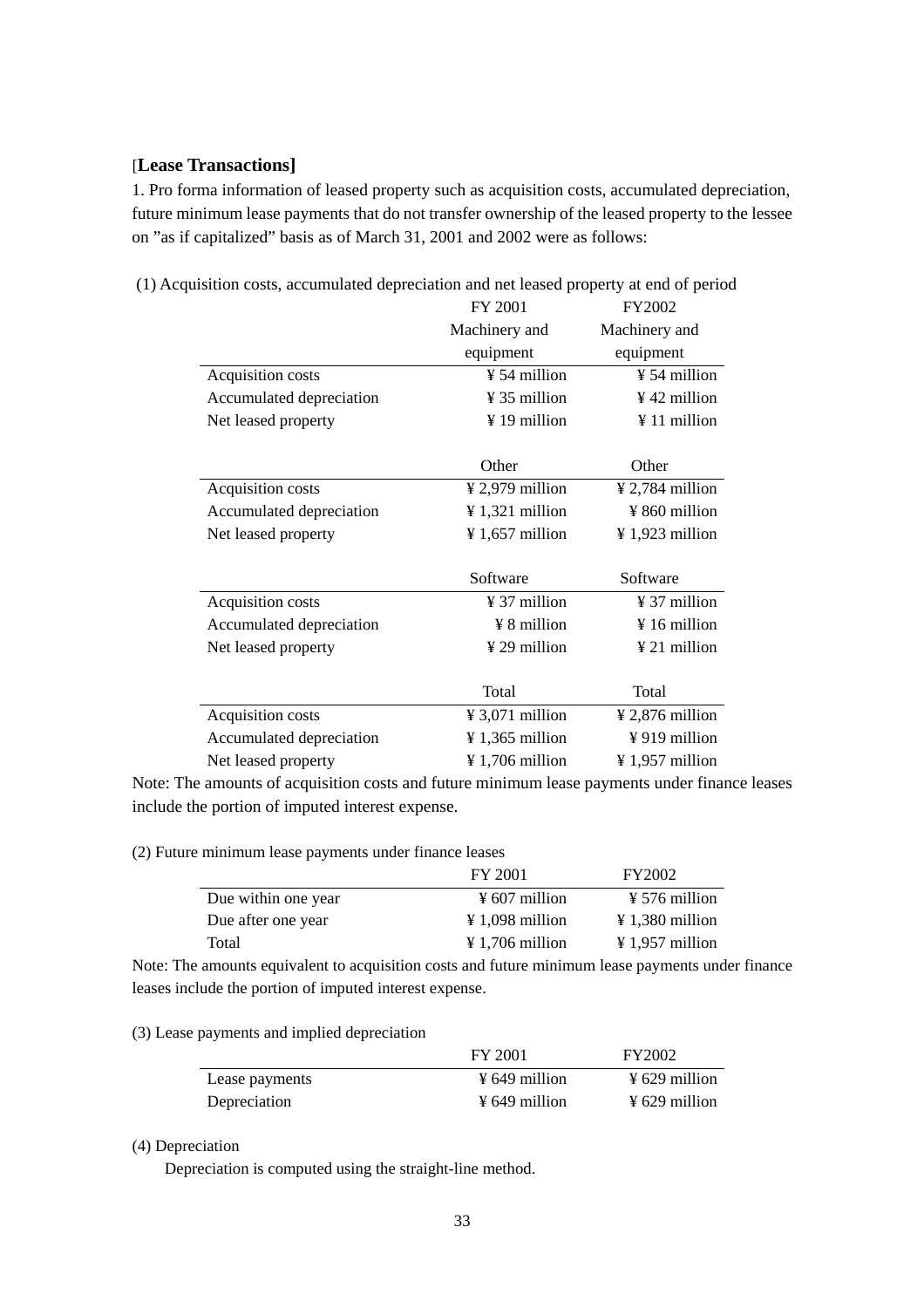[**Lease Transactions]**

1. Pro forma information of leased property such as acquisition costs, accumulated depreciation, future minimum lease payments that do not transfer ownership of the leased property to the lessee on "as if capitalized" basis as of March 31, 2001 and 2002 were as follows:

(1) Acquisition costs, accumulated depreciation and net leased property at end of period

| | FY 2001 | FY2002 |
|---|---|---|
| | Machinery and equipment | Machinery and equipment |
| Acquisition costs | ¥ 54 million | ¥ 54 million |
| Accumulated depreciation | ¥ 35 million | ¥ 42 million |
| Net leased property | ¥ 19 million | ¥ 11 million |
| | Other | Other |
| Acquisition costs | ¥ 2,979 million | ¥ 2,784 million |
| Accumulated depreciation | ¥ 1,321 million | ¥ 860 million |
| Net leased property | ¥ 1,657 million | ¥ 1,923 million |
| | Software | Software |
| Acquisition costs | ¥ 37 million | ¥ 37 million |
| Accumulated depreciation | ¥ 8 million | ¥ 16 million |
| Net leased property | ¥ 29 million | ¥ 21 million |
| | Total | Total |
| Acquisition costs | ¥ 3,071 million | ¥ 2,876 million |
| Accumulated depreciation | ¥ 1,365 million | ¥ 919 million |
| Net leased property | ¥ 1,706 million | ¥ 1,957 million |

Note: The amounts of acquisition costs and future minimum lease payments under finance leases include the portion of imputed interest expense.

(2) Future minimum lease payments under finance leases

| | FY 2001 | FY2002 |
|---|---|---|
| Due within one year | ¥ 607 million | ¥ 576 million |
| Due after one year | ¥ 1,098 million | ¥ 1,380 million |
| Total | ¥ 1,706 million | ¥ 1,957 million |

Note: The amounts equivalent to acquisition costs and future minimum lease payments under finance leases include the portion of imputed interest expense.

(3) Lease payments and implied depreciation

| | FY 2001 | FY2002 |
|---|---|---|
| Lease payments | ¥ 649 million | ¥ 629 million |
| Depreciation | ¥ 649 million | ¥ 629 million |

(4) Depreciation

Depreciation is computed using the straight-line method.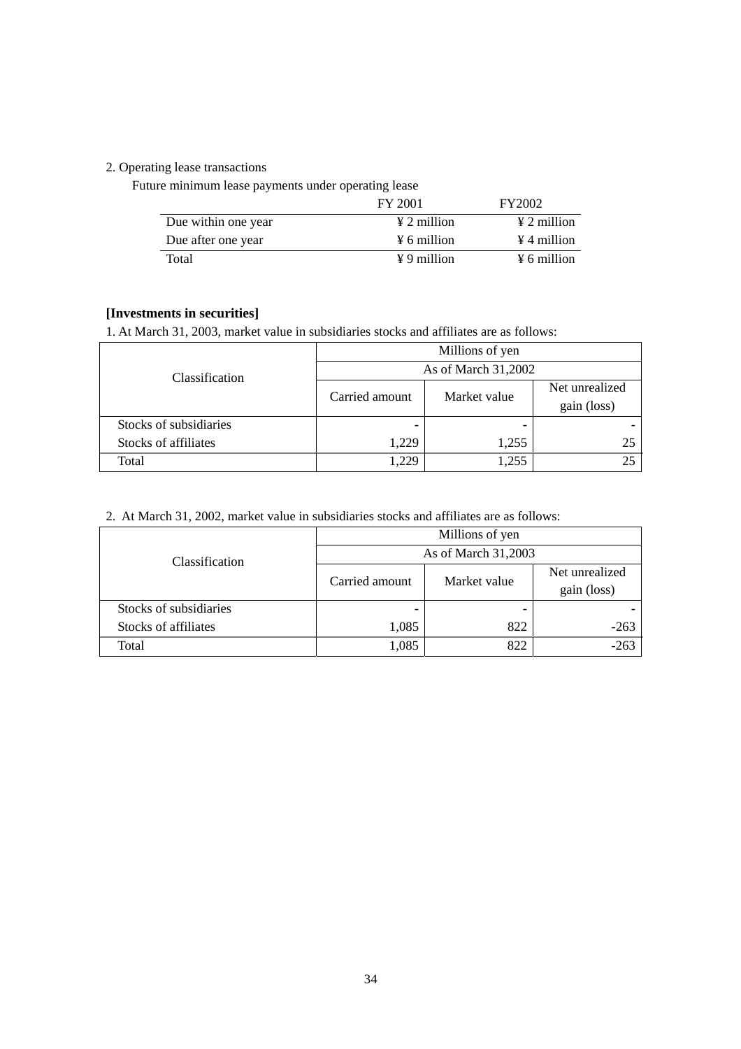2. Operating lease transactions

Future minimum lease payments under operating lease

| | FY 2001 | FY2002 |
|---|---|---|
| Due within one year | ¥ 2 million | ¥ 2 million |
| Due after one year | ¥ 6 million | ¥ 4 million |
| Total | ¥ 9 million | ¥ 6 million |

**[Investments in securities]**

1. At March 31, 2003, market value in subsidiaries stocks and affiliates are as follows:

| Classification | Millions of yen | | |
|---|---|---|---|
| | As of March 31,2002 | | |
| | Carried amount | Market value | Net unrealized gain (loss) |
| Stocks of subsidiaries | - | - | - |
| Stocks of affiliates | 1,229 | 1,255 | 25 |
| Total | 1,229 | 1,255 | 25 |

2. At March 31, 2002, market value in subsidiaries stocks and affiliates are as follows:

| Classification | Millions of yen | | |
|---|---|---|---|
| | As of March 31,2003 | | |
| | Carried amount | Market value | Net unrealized gain (loss) |
| Stocks of subsidiaries | - | - | - |
| Stocks of affiliates | 1,085 | 822 | -263 |
| Total | 1,085 | 822 | -263 |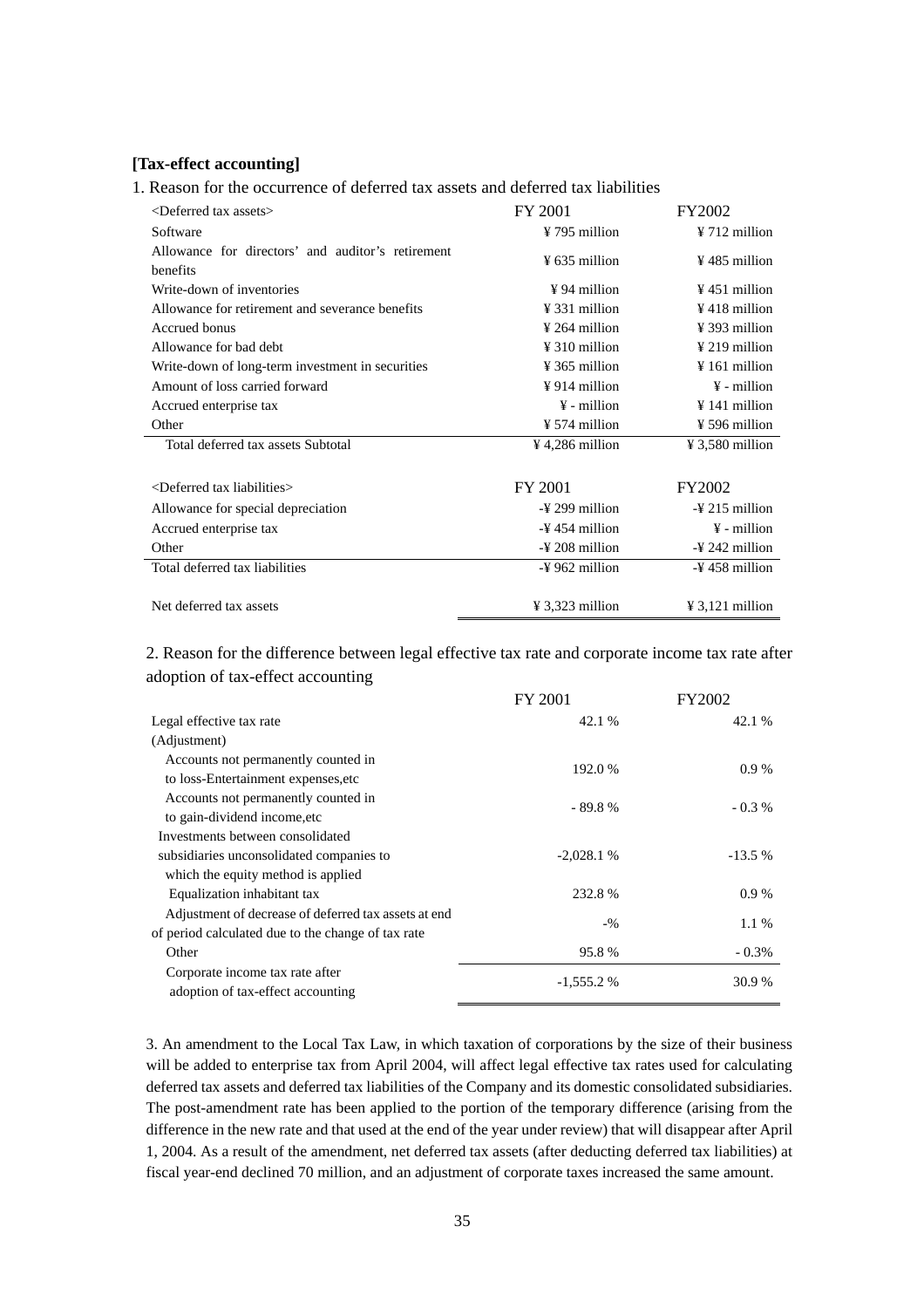**[Tax-effect accounting]**

1. Reason for the occurrence of deferred tax assets and deferred tax liabilities

| <Deferred tax assets> | FY 2001 | FY2002 |
|---|---|---|
| Software | ¥ 795 million | ¥ 712 million |
| Allowance for directors' and auditor's retirement benefits | ¥ 635 million | ¥ 485 million |
| Write-down of inventories | ¥ 94 million | ¥ 451 million |
| Allowance for retirement and severance benefits | ¥ 331 million | ¥ 418 million |
| Accrued bonus | ¥ 264 million | ¥ 393 million |
| Allowance for bad debt | ¥ 310 million | ¥ 219 million |
| Write-down of long-term investment in securities | ¥ 365 million | ¥ 161 million |
| Amount of loss carried forward | ¥ 914 million | ¥ - million |
| Accrued enterprise tax | ¥ - million | ¥ 141 million |
| Other | ¥ 574 million | ¥ 596 million |
| Total deferred tax assets Subtotal | ¥ 4,286 million | ¥ 3,580 million |

| <Deferred tax liabilities> | FY 2001 | FY2002 |
|---|---|---|
| Allowance for special depreciation | -¥ 299 million | -¥ 215 million |
| Accrued enterprise tax | -¥ 454 million | ¥ - million |
| Other | -¥ 208 million | -¥ 242 million |
| Total deferred tax liabilities | -¥ 962 million | -¥ 458 million |
| Net deferred tax assets | ¥ 3,323 million | ¥ 3,121 million |

2. Reason for the difference between legal effective tax rate and corporate income tax rate after adoption of tax-effect accounting

| | FY 2001 | FY2002 |
|---|---|---|
| Legal effective tax rate | 42.1 % | 42.1 % |
| (Adjustment) | | |
| Accounts not permanently counted in to loss-Entertainment expenses,etc | 192.0 % | 0.9 % |
| Accounts not permanently counted in to gain-dividend income,etc | - 89.8 % | - 0.3 % |
| Investments between consolidated subsidiaries unconsolidated companies to which the equity method is applied | -2,028.1 % | -13.5 % |
| Equalization inhabitant tax | 232.8 % | 0.9 % |
| Adjustment of decrease of deferred tax assets at end of period calculated due to the change of tax rate | -% | 1.1 % |
| Other | 95.8 % | - 0.3% |
| Corporate income tax rate after adoption of tax-effect accounting | -1,555.2 % | 30.9 % |

3. An amendment to the Local Tax Law, in which taxation of corporations by the size of their business will be added to enterprise tax from April 2004, will affect legal effective tax rates used for calculating deferred tax assets and deferred tax liabilities of the Company and its domestic consolidated subsidiaries. The post-amendment rate has been applied to the portion of the temporary difference (arising from the difference in the new rate and that used at the end of the year under review) that will disappear after April 1, 2004. As a result of the amendment, net deferred tax assets (after deducting deferred tax liabilities) at fiscal year-end declined 70 million, and an adjustment of corporate taxes increased the same amount.